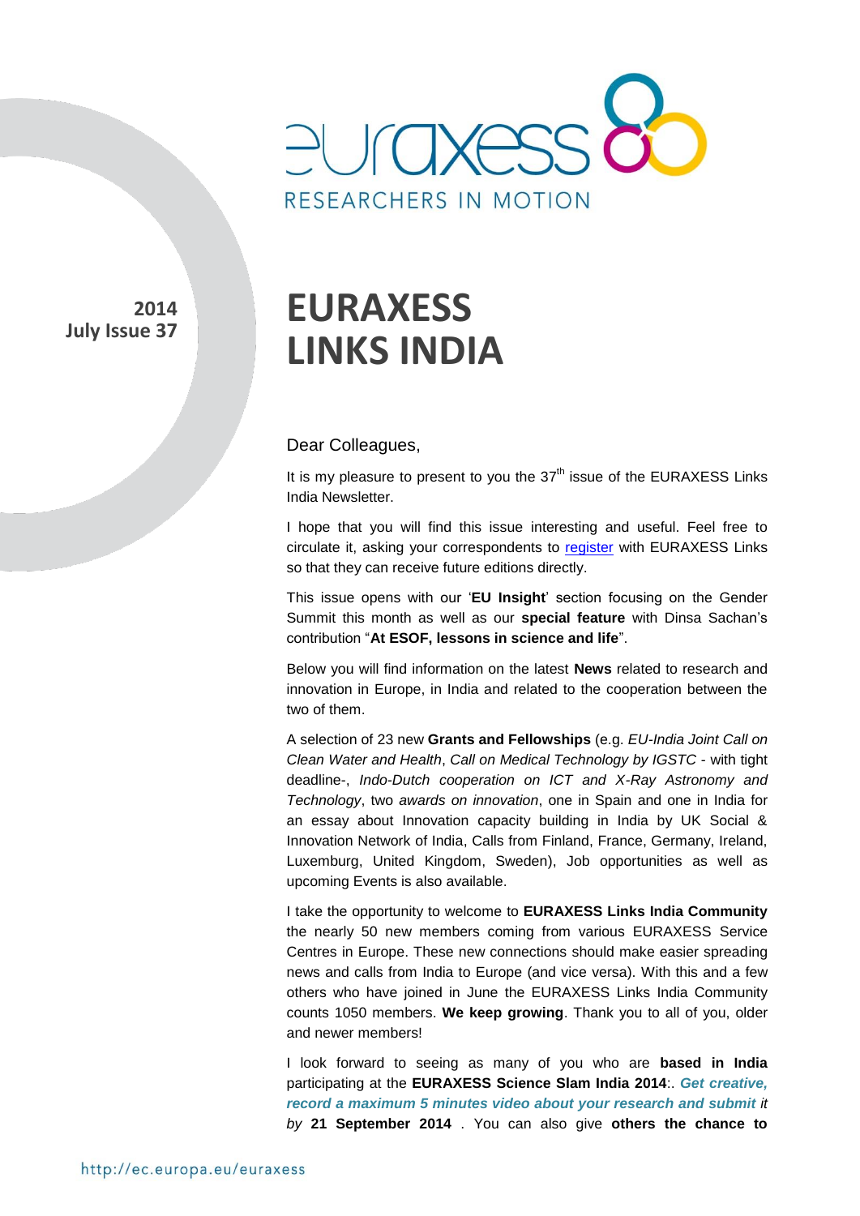2014
July Issue 37

# EURAXESS LINKS INDIA

Dear Colleagues,

It is my pleasure to present to you the 37th issue of the EURAXESS Links India Newsletter.

I hope that you will find this issue interesting and useful. Feel free to circulate it, asking your correspondents to register with EURAXESS Links so that they can receive future editions directly.

This issue opens with our '**EU Insight**' section focusing on the Gender Summit this month as well as our **special feature** with Dinsa Sachan's contribution "**At ESOF, lessons in science and life**".

Below you will find information on the latest **News** related to research and innovation in Europe, in India and related to the cooperation between the two of them.

A selection of 23 new **Grants and Fellowships** (e.g. *EU-India Joint Call on Clean Water and Health*, *Call on Medical Technology by IGSTC* - with tight deadline-, *Indo-Dutch cooperation on ICT and X-Ray Astronomy and Technology*, two *awards on innovation*, one in Spain and one in India for an essay about Innovation capacity building in India by UK Social & Innovation Network of India, Calls from Finland, France, Germany, Ireland, Luxemburg, United Kingdom, Sweden), Job opportunities as well as upcoming Events is also available.

I take the opportunity to welcome to **EURAXESS Links India Community** the nearly 50 new members coming from various EURAXESS Service Centres in Europe. These new connections should make easier spreading news and calls from India to Europe (and vice versa). With this and a few others who have joined in June the EURAXESS Links India Community counts 1050 members. **We keep growing**. Thank you to all of you, older and newer members!

I look forward to seeing as many of you who are **based in India** participating at the **EURAXESS Science Slam India 2014**:. ***Get creative, record a maximum 5 minutes video about your research and submit** it by* **21 September 2014** . You can also give **others the chance to**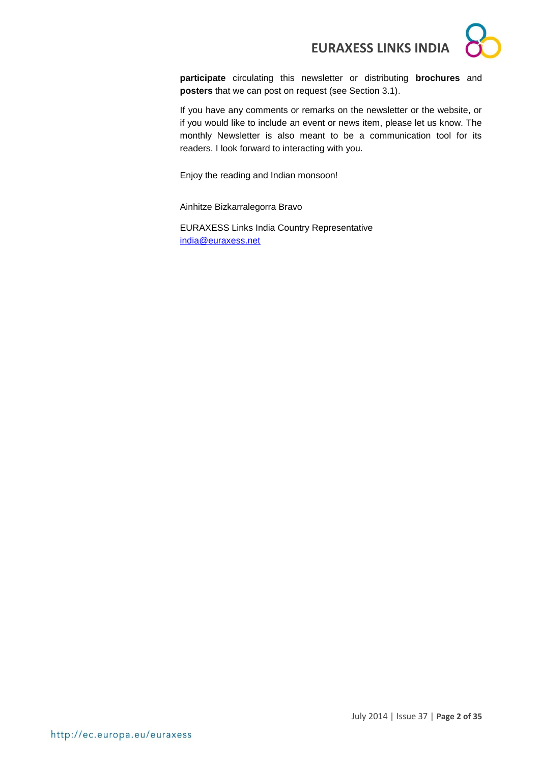**participate** circulating this newsletter or distributing **brochures** and **posters** that we can post on request (see Section 3.1).

If you have any comments or remarks on the newsletter or the website, or if you would like to include an event or news item, please let us know. The monthly Newsletter is also meant to be a communication tool for its readers. I look forward to interacting with you.

Enjoy the reading and Indian monsoon!

Ainhitze Bizkarralegorra Bravo

EURAXESS Links India Country Representative
india@euraxess.net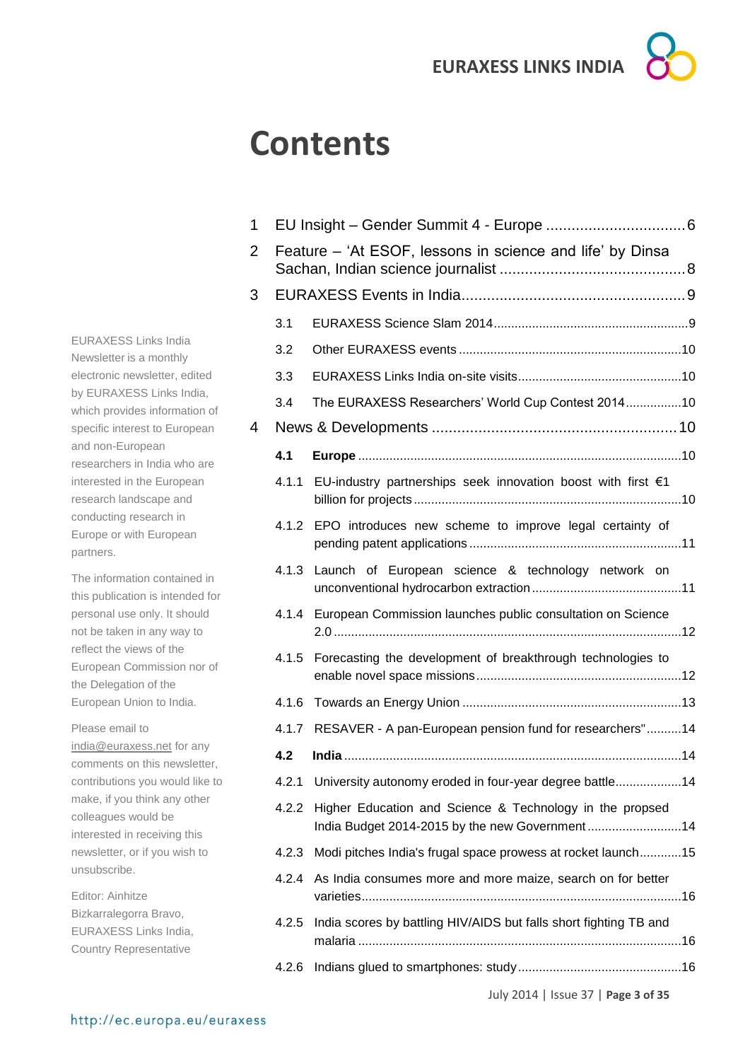# Contents

1 EU Insight – Gender Summit 4 - Europe ............................... 6

2 Feature – 'At ESOF, lessons in science and life' by Dinsa Sachan, Indian science journalist ............................................ 8

3 EURAXESS Events in India .................................................... 9

3.1 EURAXESS Science Slam 2014 ............................................ 9

3.2 Other EURAXESS events ................................................... 10

3.3 EURAXESS Links India on-site visits ................................. 10

3.4 The EURAXESS Researchers' World Cup Contest 2014 ................ 10

4 News & Developments ........................................................ 10

**4.1 Europe** ............................................................................ 10

4.1.1 EU-industry partnerships seek innovation boost with first €1 billion for projects ................................................................ 10

4.1.2 EPO introduces new scheme to improve legal certainty of pending patent applications ................................................. 11

4.1.3 Launch of European science & technology network on unconventional hydrocarbon extraction .................................... 11

4.1.4 European Commission launches public consultation on Science 2.0 ...................................................................................... 12

4.1.5 Forecasting the development of breakthrough technologies to enable novel space missions ................................................. 12

4.1.6 Towards an Energy Union .................................................. 13

4.1.7 RESAVER - A pan-European pension fund for researchers" .......... 14

**4.2 India** ............................................................................... 14

4.2.1 University autonomy eroded in four-year degree battle ................... 14

4.2.2 Higher Education and Science & Technology in the propsed India Budget 2014-2015 by the new Government ........................... 14

4.2.3 Modi pitches India's frugal space prowess at rocket launch ............ 15

4.2.4 As India consumes more and more maize, search on for better varieties ................................................................................ 16

4.2.5 India scores by battling HIV/AIDS but falls short fighting TB and malaria ................................................................................ 16

4.2.6 Indians glued to smartphones: study ............................................ 16

EURAXESS Links India Newsletter is a monthly electronic newsletter, edited by EURAXESS Links India, which provides information of specific interest to European and non-European researchers in India who are interested in the European research landscape and conducting research in Europe or with European partners.

The information contained in this publication is intended for personal use only. It should not be taken in any way to reflect the views of the European Commission nor of the Delegation of the European Union to India.

Please email to india@euraxess.net for any comments on this newsletter, contributions you would like to make, if you think any other colleagues would be interested in receiving this newsletter, or if you wish to unsubscribe.

Editor: Ainhitze Bizkarralegorra Bravo, EURAXESS Links India, Country Representative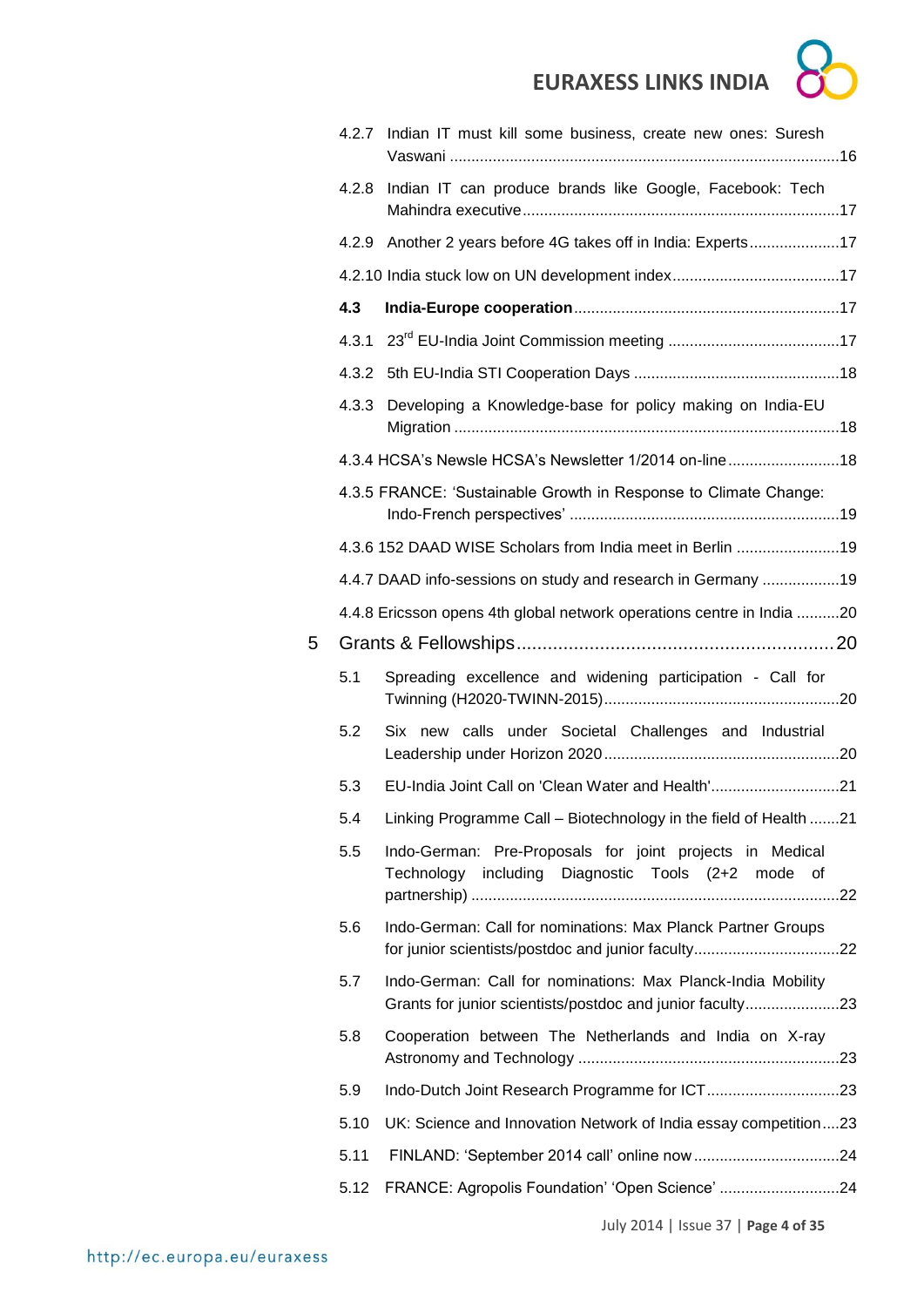4.2.7 Indian IT must kill some business, create new ones: Suresh Vaswani ...........................................................................................16

4.2.8 Indian IT can produce brands like Google, Facebook: Tech Mahindra executive..........................................................................17

4.2.9 Another 2 years before 4G takes off in India: Experts.....................17

4.2.10 India stuck low on UN development index.......................................17

**4.3 India-Europe cooperation**.............................................................17

4.3.1 23rd EU-India Joint Commission meeting ........................................17

4.3.2 5th EU-India STI Cooperation Days ................................................18

4.3.3 Developing a Knowledge-base for policy making on India-EU Migration .........................................................................................18

4.3.4 HCSA's Newsle HCSA's Newsletter 1/2014 on-line..........................18

4.3.5 FRANCE: 'Sustainable Growth in Response to Climate Change: Indo-French perspectives' ..............................................................19

4.3.6 152 DAAD WISE Scholars from India meet in Berlin ........................19

4.4.7 DAAD info-sessions on study and research in Germany ..................19

4.4.8 Ericsson opens 4th global network operations centre in India ..........20

5 Grants & Fellowships.............................................................20

5.1 Spreading excellence and widening participation - Call for Twinning (H2020-TWINN-2015).......................................................20

5.2 Six new calls under Societal Challenges and Industrial Leadership under Horizon 2020.......................................................20

5.3 EU-India Joint Call on 'Clean Water and Health'..............................21

5.4 Linking Programme Call – Biotechnology in the field of Health .......21

5.5 Indo-German: Pre-Proposals for joint projects in Medical Technology including Diagnostic Tools (2+2 mode of partnership) .....................................................................................22

5.6 Indo-German: Call for nominations: Max Planck Partner Groups for junior scientists/postdoc and junior faculty..................................22

5.7 Indo-German: Call for nominations: Max Planck-India Mobility Grants for junior scientists/postdoc and junior faculty......................23

5.8 Cooperation between The Netherlands and India on X-ray Astronomy and Technology .............................................................23

5.9 Indo-Dutch Joint Research Programme for ICT...............................23

5.10 UK: Science and Innovation Network of India essay competition....23

5.11 FINLAND: 'September 2014 call' online now ..................................24

5.12 FRANCE: Agropolis Foundation' 'Open Science' ............................24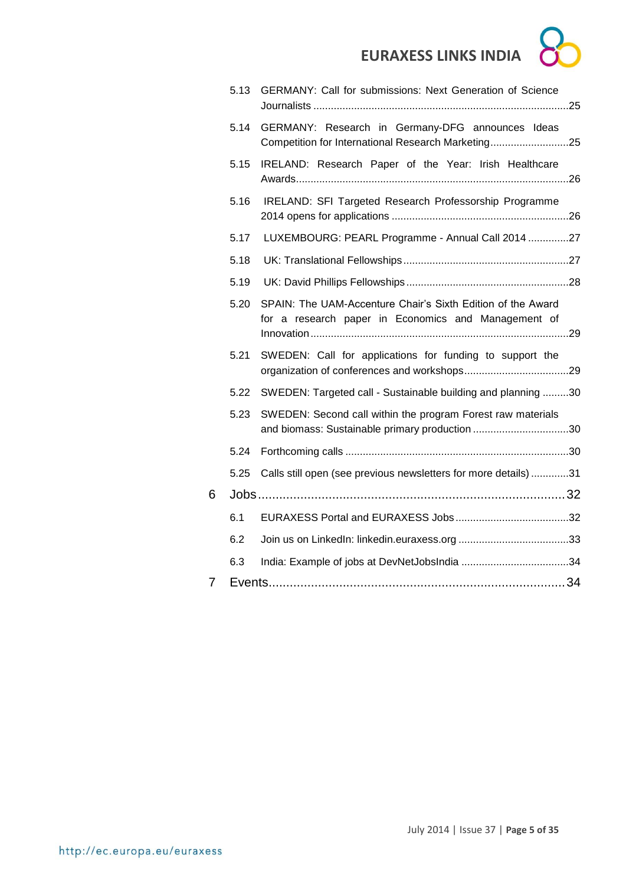5.13 GERMANY: Call for submissions: Next Generation of Science Journalists .......................................................................................25

5.14 GERMANY: Research in Germany-DFG announces Ideas Competition for International Research Marketing...........................25

5.15 IRELAND: Research Paper of the Year: Irish Healthcare Awards.............................................................................................26

5.16 IRELAND: SFI Targeted Research Professorship Programme 2014 opens for applications ............................................................26

5.17 LUXEMBOURG: PEARL Programme - Annual Call 2014 ..............27

5.18 UK: Translational Fellowships.........................................................27

5.19 UK: David Phillips Fellowships.......................................................28

5.20 SPAIN: The UAM-Accenture Chair's Sixth Edition of the Award for a research paper in Economics and Management of Innovation........................................................................................29

5.21 SWEDEN: Call for applications for funding to support the organization of conferences and workshops....................................29

5.22 SWEDEN: Targeted call - Sustainable building and planning .........30

5.23 SWEDEN: Second call within the program Forest raw materials and biomass: Sustainable primary production .................................30

5.24 Forthcoming calls ............................................................................30

5.25 Calls still open (see previous newsletters for more details) .............31

6 Jobs.......................................................................................32

6.1 EURAXESS Portal and EURAXESS Jobs.......................................32

6.2 Join us on LinkedIn: linkedin.euraxess.org ......................................33

6.3 India: Example of jobs at DevNetJobsIndia .....................................34

7 Events....................................................................................34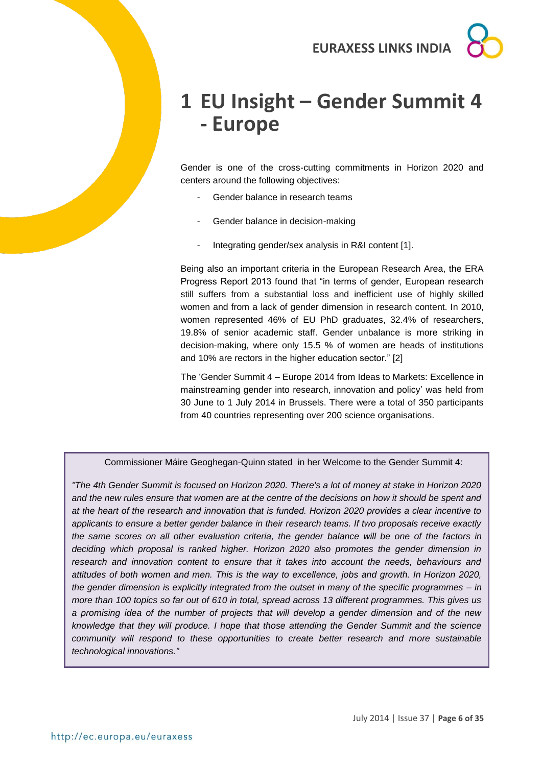# 1 EU Insight – Gender Summit 4 - Europe

Gender is one of the cross-cutting commitments in Horizon 2020 and centers around the following objectives:

- Gender balance in research teams
- Gender balance in decision-making
- Integrating gender/sex analysis in R&I content [1].

Being also an important criteria in the European Research Area, the ERA Progress Report 2013 found that "in terms of gender, European research still suffers from a substantial loss and inefficient use of highly skilled women and from a lack of gender dimension in research content. In 2010, women represented 46% of EU PhD graduates, 32.4% of researchers, 19.8% of senior academic staff. Gender unbalance is more striking in decision-making, where only 15.5 % of women are heads of institutions and 10% are rectors in the higher education sector." [2]

The 'Gender Summit 4 – Europe 2014 from Ideas to Markets: Excellence in mainstreaming gender into research, innovation and policy' was held from 30 June to 1 July 2014 in Brussels. There were a total of 350 participants from 40 countries representing over 200 science organisations.

> Commissioner Máire Geoghegan-Quinn stated in her Welcome to the Gender Summit 4:
>
> *"The 4th Gender Summit is focused on Horizon 2020. There's a lot of money at stake in Horizon 2020 and the new rules ensure that women are at the centre of the decisions on how it should be spent and at the heart of the research and innovation that is funded. Horizon 2020 provides a clear incentive to applicants to ensure a better gender balance in their research teams. If two proposals receive exactly the same scores on all other evaluation criteria, the gender balance will be one of the factors in deciding which proposal is ranked higher. Horizon 2020 also promotes the gender dimension in research and innovation content to ensure that it takes into account the needs, behaviours and attitudes of both women and men. This is the way to excellence, jobs and growth. In Horizon 2020, the gender dimension is explicitly integrated from the outset in many of the specific programmes – in more than 100 topics so far out of 610 in total, spread across 13 different programmes. This gives us a promising idea of the number of projects that will develop a gender dimension and of the new knowledge that they will produce. I hope that those attending the Gender Summit and the science community will respond to these opportunities to create better research and more sustainable technological innovations."*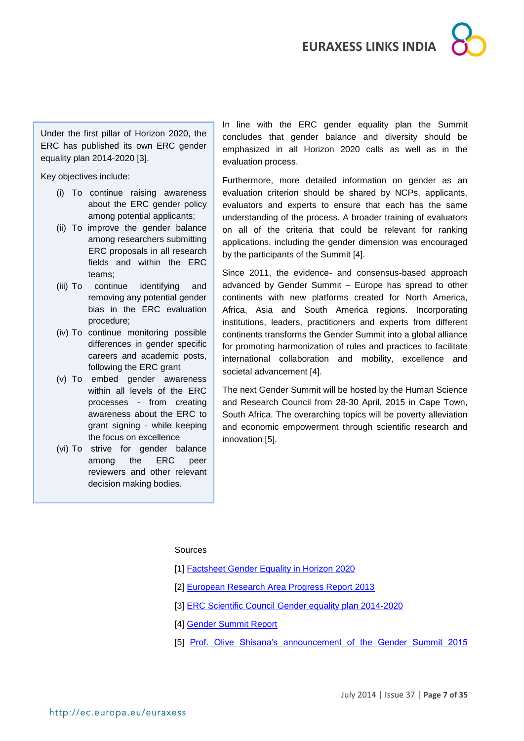Under the first pillar of Horizon 2020, the ERC has published its own ERC gender equality plan 2014-2020 [3].

Key objectives include:

(i) To continue raising awareness about the ERC gender policy among potential applicants;
(ii) To improve the gender balance among researchers submitting ERC proposals in all research fields and within the ERC teams;
(iii) To continue identifying and removing any potential gender bias in the ERC evaluation procedure;
(iv) To continue monitoring possible differences in gender specific careers and academic posts, following the ERC grant
(v) To embed gender awareness within all levels of the ERC processes - from creating awareness about the ERC to grant signing - while keeping the focus on excellence
(vi) To strive for gender balance among the ERC peer reviewers and other relevant decision making bodies.

In line with the ERC gender equality plan the Summit concludes that gender balance and diversity should be emphasized in all Horizon 2020 calls as well as in the evaluation process.

Furthermore, more detailed information on gender as an evaluation criterion should be shared by NCPs, applicants, evaluators and experts to ensure that each has the same understanding of the process. A broader training of evaluators on all of the criteria that could be relevant for ranking applications, including the gender dimension was encouraged by the participants of the Summit [4].

Since 2011, the evidence- and consensus-based approach advanced by Gender Summit – Europe has spread to other continents with new platforms created for North America, Africa, Asia and South America regions. Incorporating institutions, leaders, practitioners and experts from different continents transforms the Gender Summit into a global alliance for promoting harmonization of rules and practices to facilitate international collaboration and mobility, excellence and societal advancement [4].

The next Gender Summit will be hosted by the Human Science and Research Council from 28-30 April, 2015 in Cape Town, South Africa. The overarching topics will be poverty alleviation and economic empowerment through scientific research and innovation [5].

Sources

[1] Factsheet Gender Equality in Horizon 2020

[2] European Research Area Progress Report 2013

[3] ERC Scientific Council Gender equality plan 2014-2020

[4] Gender Summit Report

[5] Prof. Olive Shisana's announcement of the Gender Summit 2015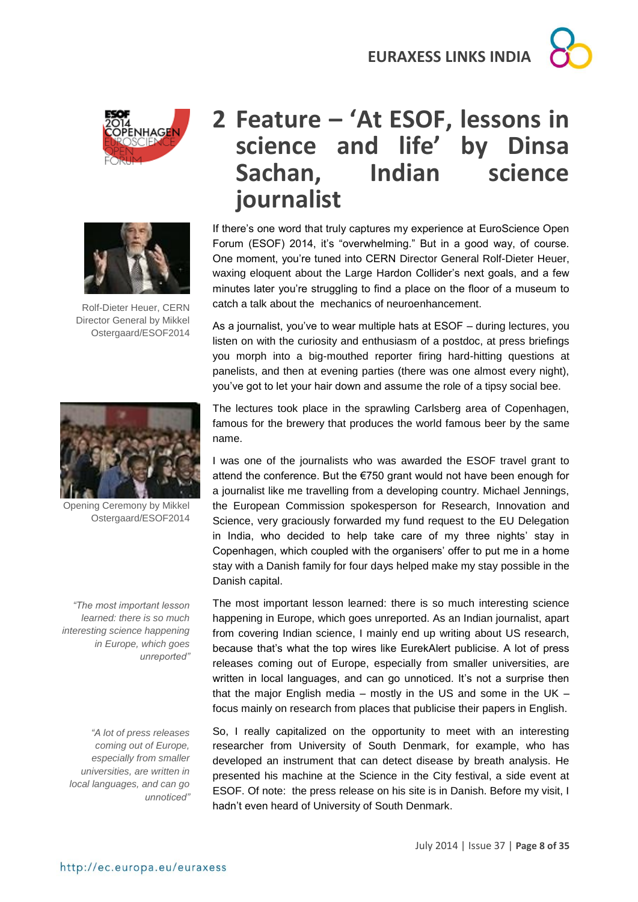# 2 Feature – 'At ESOF, lessons in science and life' by Dinsa Sachan, Indian science journalist

Rolf-Dieter Heuer, CERN Director General by Mikkel Ostergaard/ESOF2014

Opening Ceremony by Mikkel Ostergaard/ESOF2014

If there's one word that truly captures my experience at EuroScience Open Forum (ESOF) 2014, it's "overwhelming." But in a good way, of course. One moment, you're tuned into CERN Director General Rolf-Dieter Heuer, waxing eloquent about the Large Hardon Collider's next goals, and a few minutes later you're struggling to find a place on the floor of a museum to catch a talk about the mechanics of neuroenhancement.

As a journalist, you've to wear multiple hats at ESOF – during lectures, you listen on with the curiosity and enthusiasm of a postdoc, at press briefings you morph into a big-mouthed reporter firing hard-hitting questions at panelists, and then at evening parties (there was one almost every night), you've got to let your hair down and assume the role of a tipsy social bee.

The lectures took place in the sprawling Carlsberg area of Copenhagen, famous for the brewery that produces the world famous beer by the same name.

I was one of the journalists who was awarded the ESOF travel grant to attend the conference. But the €750 grant would not have been enough for a journalist like me travelling from a developing country. Michael Jennings, the European Commission spokesperson for Research, Innovation and Science, very graciously forwarded my fund request to the EU Delegation in India, who decided to help take care of my three nights' stay in Copenhagen, which coupled with the organisers' offer to put me in a home stay with a Danish family for four days helped make my stay possible in the Danish capital.

*"The most important lesson learned: there is so much interesting science happening in Europe, which goes unreported"*

The most important lesson learned: there is so much interesting science happening in Europe, which goes unreported. As an Indian journalist, apart from covering Indian science, I mainly end up writing about US research, because that's what the top wires like EurekAlert publicise. A lot of press releases coming out of Europe, especially from smaller universities, are written in local languages, and can go unnoticed. It's not a surprise then that the major English media – mostly in the US and some in the UK – focus mainly on research from places that publicise their papers in English.

*"A lot of press releases coming out of Europe, especially from smaller universities, are written in local languages, and can go unnoticed"*

So, I really capitalized on the opportunity to meet with an interesting researcher from University of South Denmark, for example, who has developed an instrument that can detect disease by breath analysis. He presented his machine at the Science in the City festival, a side event at ESOF. Of note: the press release on his site is in Danish. Before my visit, I hadn't even heard of University of South Denmark.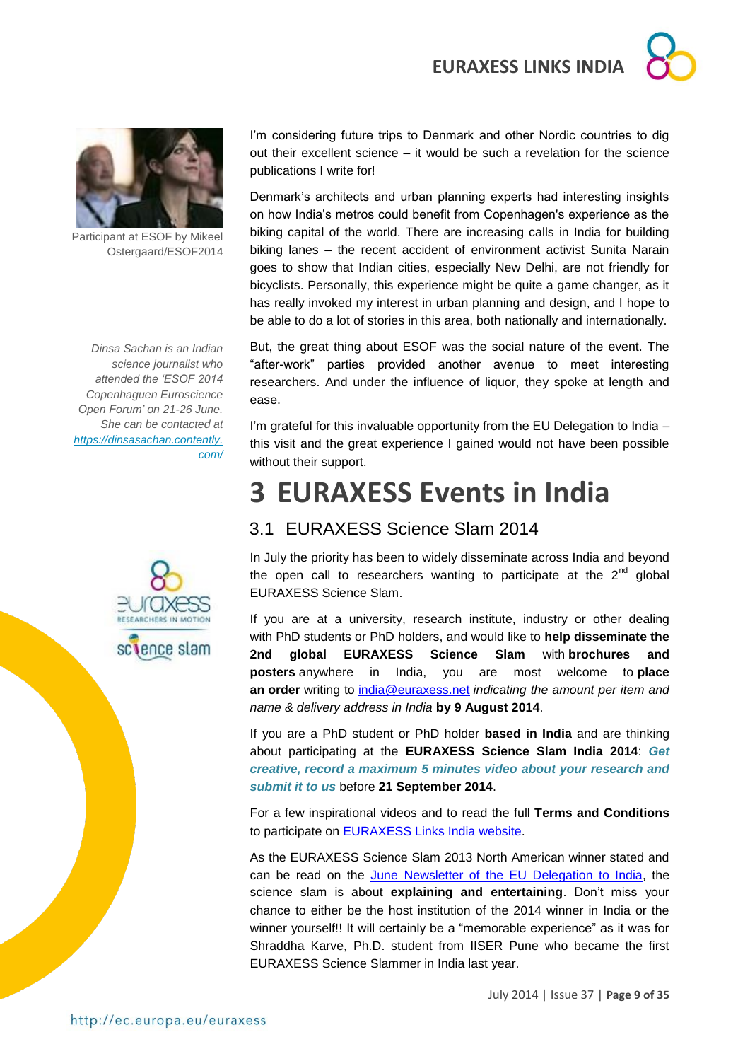Participant at ESOF by Mikeel Ostergaard/ESOF2014

I'm considering future trips to Denmark and other Nordic countries to dig out their excellent science – it would be such a revelation for the science publications I write for!

Denmark's architects and urban planning experts had interesting insights on how India's metros could benefit from Copenhagen's experience as the biking capital of the world. There are increasing calls in India for building biking lanes – the recent accident of environment activist Sunita Narain goes to show that Indian cities, especially New Delhi, are not friendly for bicyclists. Personally, this experience might be quite a game changer, as it has really invoked my interest in urban planning and design, and I hope to be able to do a lot of stories in this area, both nationally and internationally.

*Dinsa Sachan is an Indian science journalist who attended the 'ESOF 2014 Copenhaguen Euroscience Open Forum' on 21-26 June. She can be contacted at https://dinsasachan.contently.com/*

But, the great thing about ESOF was the social nature of the event. The "after-work" parties provided another avenue to meet interesting researchers. And under the influence of liquor, they spoke at length and ease.

I'm grateful for this invaluable opportunity from the EU Delegation to India – this visit and the great experience I gained would not have been possible without their support.

# 3 EURAXESS Events in India

## 3.1 EURAXESS Science Slam 2014

In July the priority has been to widely disseminate across India and beyond the open call to researchers wanting to participate at the 2nd global EURAXESS Science Slam.

If you are at a university, research institute, industry or other dealing with PhD students or PhD holders, and would like to **help disseminate the 2nd global EURAXESS Science Slam** with **brochures and posters** anywhere in India, you are most welcome to **place an order** writing to india@euraxess.net *indicating the amount per item and name & delivery address in India* **by 9 August 2014**.

If you are a PhD student or PhD holder **based in India** and are thinking about participating at the **EURAXESS Science Slam India 2014**: ***Get creative, record a maximum 5 minutes video about your research and submit it to us*** before **21 September 2014**.

For a few inspirational videos and to read the full **Terms and Conditions** to participate on EURAXESS Links India website.

As the EURAXESS Science Slam 2013 North American winner stated and can be read on the June Newsletter of the EU Delegation to India, the science slam is about **explaining and entertaining**. Don't miss your chance to either be the host institution of the 2014 winner in India or the winner yourself!! It will certainly be a "memorable experience" as it was for Shraddha Karve, Ph.D. student from IISER Pune who became the first EURAXESS Science Slammer in India last year.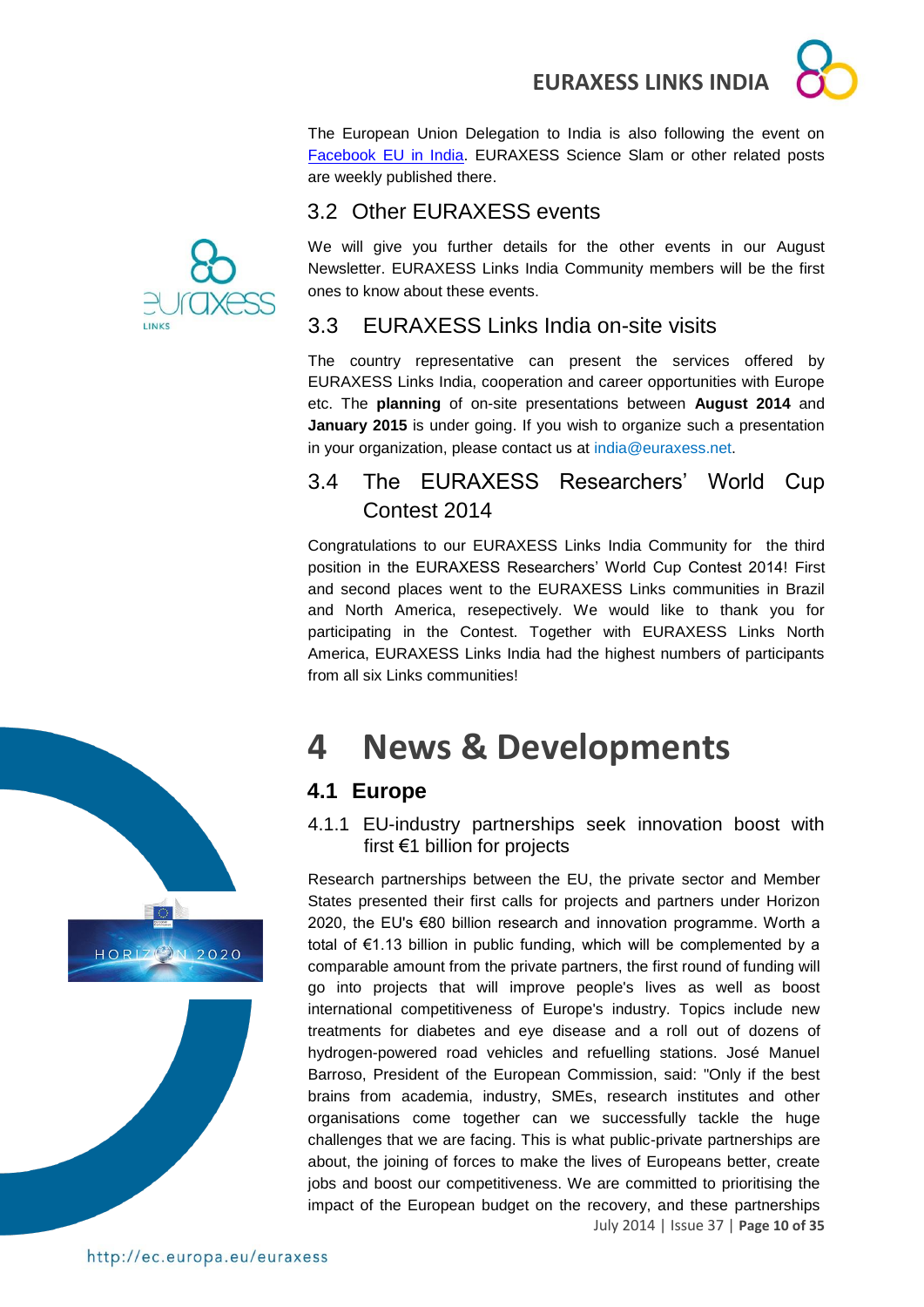The European Union Delegation to India is also following the event on [Facebook EU in India](Facebook EU in India). EURAXESS Science Slam or other related posts are weekly published there.

### 3.2 Other EURAXESS events

We will give you further details for the other events in our August Newsletter. EURAXESS Links India Community members will be the first ones to know about these events.

### 3.3 EURAXESS Links India on-site visits

The country representative can present the services offered by EURAXESS Links India, cooperation and career opportunities with Europe etc. The **planning** of on-site presentations between **August 2014** and **January 2015** is under going. If you wish to organize such a presentation in your organization, please contact us at india@euraxess.net.

### 3.4 The EURAXESS Researchers' World Cup Contest 2014

Congratulations to our EURAXESS Links India Community for the third position in the EURAXESS Researchers' World Cup Contest 2014! First and second places went to the EURAXESS Links communities in Brazil and North America, resepectively. We would like to thank you for participating in the Contest. Together with EURAXESS Links North America, EURAXESS Links India had the highest numbers of participants from all six Links communities!

# 4 News & Developments

## 4.1 Europe

### 4.1.1 EU-industry partnerships seek innovation boost with first €1 billion for projects

Research partnerships between the EU, the private sector and Member States presented their first calls for projects and partners under Horizon 2020, the EU's €80 billion research and innovation programme. Worth a total of €1.13 billion in public funding, which will be complemented by a comparable amount from the private partners, the first round of funding will go into projects that will improve people's lives as well as boost international competitiveness of Europe's industry. Topics include new treatments for diabetes and eye disease and a roll out of dozens of hydrogen-powered road vehicles and refuelling stations. José Manuel Barroso, President of the European Commission, said: "Only if the best brains from academia, industry, SMEs, research institutes and other organisations come together can we successfully tackle the huge challenges that we are facing. This is what public-private partnerships are about, the joining of forces to make the lives of Europeans better, create jobs and boost our competitiveness. We are committed to prioritising the impact of the European budget on the recovery, and these partnerships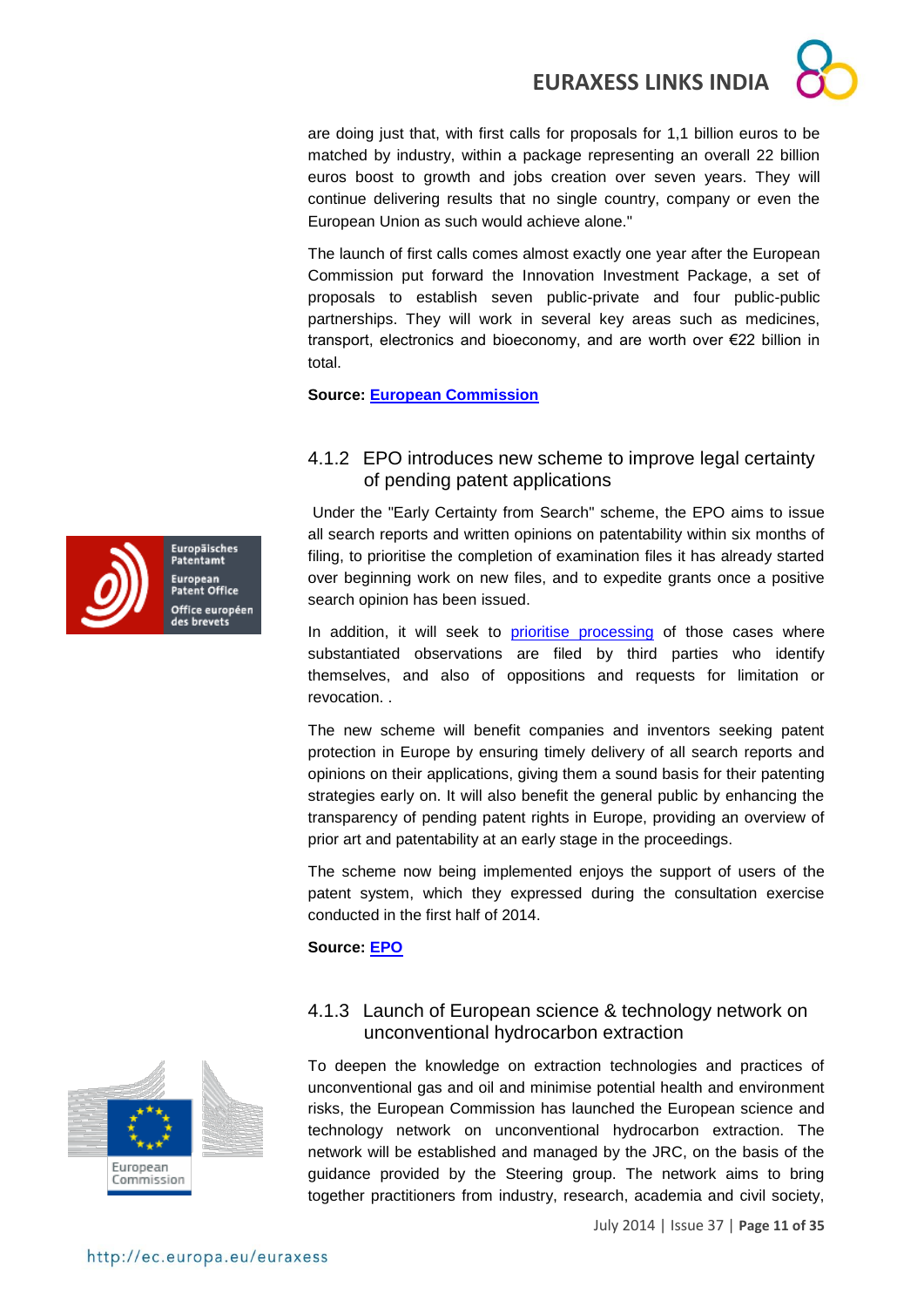are doing just that, with first calls for proposals for 1,1 billion euros to be matched by industry, within a package representing an overall 22 billion euros boost to growth and jobs creation over seven years. They will continue delivering results that no single country, company or even the European Union as such would achieve alone."

The launch of first calls comes almost exactly one year after the European Commission put forward the Innovation Investment Package, a set of proposals to establish seven public-private and four public-public partnerships. They will work in several key areas such as medicines, transport, electronics and bioeconomy, and are worth over €22 billion in total.

**Source: European Commission**

### 4.1.2 EPO introduces new scheme to improve legal certainty of pending patent applications

Under the "Early Certainty from Search" scheme, the EPO aims to issue all search reports and written opinions on patentability within six months of filing, to prioritise the completion of examination files it has already started over beginning work on new files, and to expedite grants once a positive search opinion has been issued.

In addition, it will seek to prioritise processing of those cases where substantiated observations are filed by third parties who identify themselves, and also of oppositions and requests for limitation or revocation. .

The new scheme will benefit companies and inventors seeking patent protection in Europe by ensuring timely delivery of all search reports and opinions on their applications, giving them a sound basis for their patenting strategies early on. It will also benefit the general public by enhancing the transparency of pending patent rights in Europe, providing an overview of prior art and patentability at an early stage in the proceedings.

The scheme now being implemented enjoys the support of users of the patent system, which they expressed during the consultation exercise conducted in the first half of 2014.

**Source: EPO**

### 4.1.3 Launch of European science & technology network on unconventional hydrocarbon extraction

To deepen the knowledge on extraction technologies and practices of unconventional gas and oil and minimise potential health and environment risks, the European Commission has launched the European science and technology network on unconventional hydrocarbon extraction. The network will be established and managed by the JRC, on the basis of the guidance provided by the Steering group. The network aims to bring together practitioners from industry, research, academia and civil society,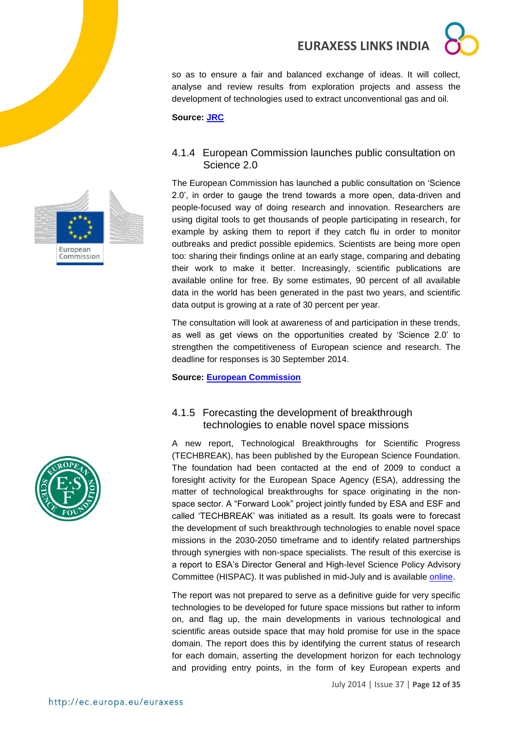so as to ensure a fair and balanced exchange of ideas. It will collect, analyse and review results from exploration projects and assess the development of technologies used to extract unconventional gas and oil.

**Source: JRC**

### 4.1.4 European Commission launches public consultation on Science 2.0

The European Commission has launched a public consultation on 'Science 2.0', in order to gauge the trend towards a more open, data-driven and people-focused way of doing research and innovation. Researchers are using digital tools to get thousands of people participating in research, for example by asking them to report if they catch flu in order to monitor outbreaks and predict possible epidemics. Scientists are being more open too: sharing their findings online at an early stage, comparing and debating their work to make it better. Increasingly, scientific publications are available online for free. By some estimates, 90 percent of all available data in the world has been generated in the past two years, and scientific data output is growing at a rate of 30 percent per year.

The consultation will look at awareness of and participation in these trends, as well as get views on the opportunities created by 'Science 2.0' to strengthen the competitiveness of European science and research. The deadline for responses is 30 September 2014.

**Source: European Commission**

### 4.1.5 Forecasting the development of breakthrough technologies to enable novel space missions

A new report, Technological Breakthroughs for Scientific Progress (TECHBREAK), has been published by the European Science Foundation. The foundation had been contacted at the end of 2009 to conduct a foresight activity for the European Space Agency (ESA), addressing the matter of technological breakthroughs for space originating in the non-space sector. A "Forward Look" project jointly funded by ESA and ESF and called 'TECHBREAK' was initiated as a result. Its goals were to forecast the development of such breakthrough technologies to enable novel space missions in the 2030-2050 timeframe and to identify related partnerships through synergies with non-space specialists. The result of this exercise is a report to ESA's Director General and High-level Science Policy Advisory Committee (HISPAC). It was published in mid-July and is available online.

The report was not prepared to serve as a definitive guide for very specific technologies to be developed for future space missions but rather to inform on, and flag up, the main developments in various technological and scientific areas outside space that may hold promise for use in the space domain. The report does this by identifying the current status of research for each domain, asserting the development horizon for each technology and providing entry points, in the form of key European experts and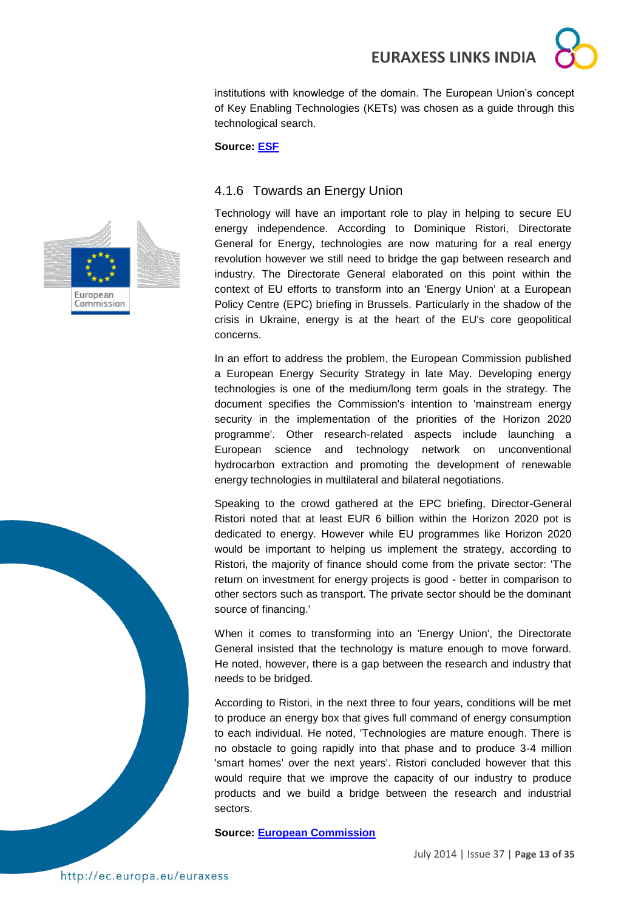institutions with knowledge of the domain. The European Union's concept of Key Enabling Technologies (KETs) was chosen as a guide through this technological search.

**Source: ESF**

### 4.1.6 Towards an Energy Union

Technology will have an important role to play in helping to secure EU energy independence. According to Dominique Ristori, Directorate General for Energy, technologies are now maturing for a real energy revolution however we still need to bridge the gap between research and industry. The Directorate General elaborated on this point within the context of EU efforts to transform into an 'Energy Union' at a European Policy Centre (EPC) briefing in Brussels. Particularly in the shadow of the crisis in Ukraine, energy is at the heart of the EU's core geopolitical concerns.

In an effort to address the problem, the European Commission published a European Energy Security Strategy in late May. Developing energy technologies is one of the medium/long term goals in the strategy. The document specifies the Commission's intention to 'mainstream energy security in the implementation of the priorities of the Horizon 2020 programme'. Other research-related aspects include launching a European science and technology network on unconventional hydrocarbon extraction and promoting the development of renewable energy technologies in multilateral and bilateral negotiations.

Speaking to the crowd gathered at the EPC briefing, Director-General Ristori noted that at least EUR 6 billion within the Horizon 2020 pot is dedicated to energy. However while EU programmes like Horizon 2020 would be important to helping us implement the strategy, according to Ristori, the majority of finance should come from the private sector: 'The return on investment for energy projects is good - better in comparison to other sectors such as transport. The private sector should be the dominant source of financing.'

When it comes to transforming into an 'Energy Union', the Directorate General insisted that the technology is mature enough to move forward. He noted, however, there is a gap between the research and industry that needs to be bridged.

According to Ristori, in the next three to four years, conditions will be met to produce an energy box that gives full command of energy consumption to each individual. He noted, 'Technologies are mature enough. There is no obstacle to going rapidly into that phase and to produce 3-4 million 'smart homes' over the next years'. Ristori concluded however that this would require that we improve the capacity of our industry to produce products and we build a bridge between the research and industrial sectors.

**Source: European Commission**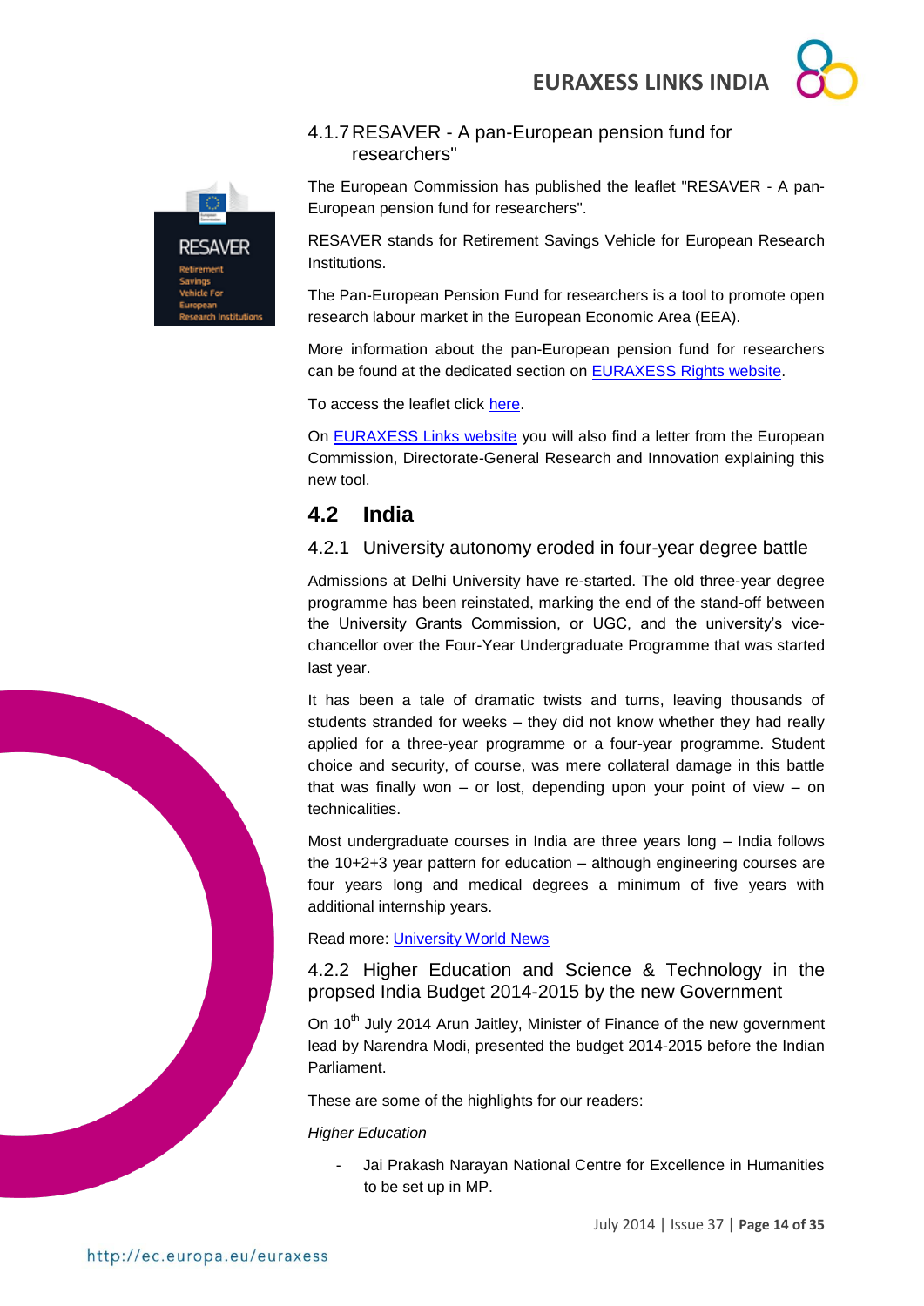### 4.1.7 RESAVER - A pan-European pension fund for researchers"

The European Commission has published the leaflet "RESAVER - A pan-European pension fund for researchers".

RESAVER stands for Retirement Savings Vehicle for European Research Institutions.

The Pan-European Pension Fund for researchers is a tool to promote open research labour market in the European Economic Area (EEA).

More information about the pan-European pension fund for researchers can be found at the dedicated section on EURAXESS Rights website.

To access the leaflet click here.

On EURAXESS Links website you will also find a letter from the European Commission, Directorate-General Research and Innovation explaining this new tool.

## 4.2 India

### 4.2.1 University autonomy eroded in four-year degree battle

Admissions at Delhi University have re-started. The old three-year degree programme has been reinstated, marking the end of the stand-off between the University Grants Commission, or UGC, and the university's vice-chancellor over the Four-Year Undergraduate Programme that was started last year.

It has been a tale of dramatic twists and turns, leaving thousands of students stranded for weeks – they did not know whether they had really applied for a three-year programme or a four-year programme. Student choice and security, of course, was mere collateral damage in this battle that was finally won – or lost, depending upon your point of view – on technicalities.

Most undergraduate courses in India are three years long – India follows the 10+2+3 year pattern for education – although engineering courses are four years long and medical degrees a minimum of five years with additional internship years.

Read more: University World News

### 4.2.2 Higher Education and Science & Technology in the propsed India Budget 2014-2015 by the new Government

On 10th July 2014 Arun Jaitley, Minister of Finance of the new government lead by Narendra Modi, presented the budget 2014-2015 before the Indian Parliament.

These are some of the highlights for our readers:

*Higher Education*

- Jai Prakash Narayan National Centre for Excellence in Humanities to be set up in MP.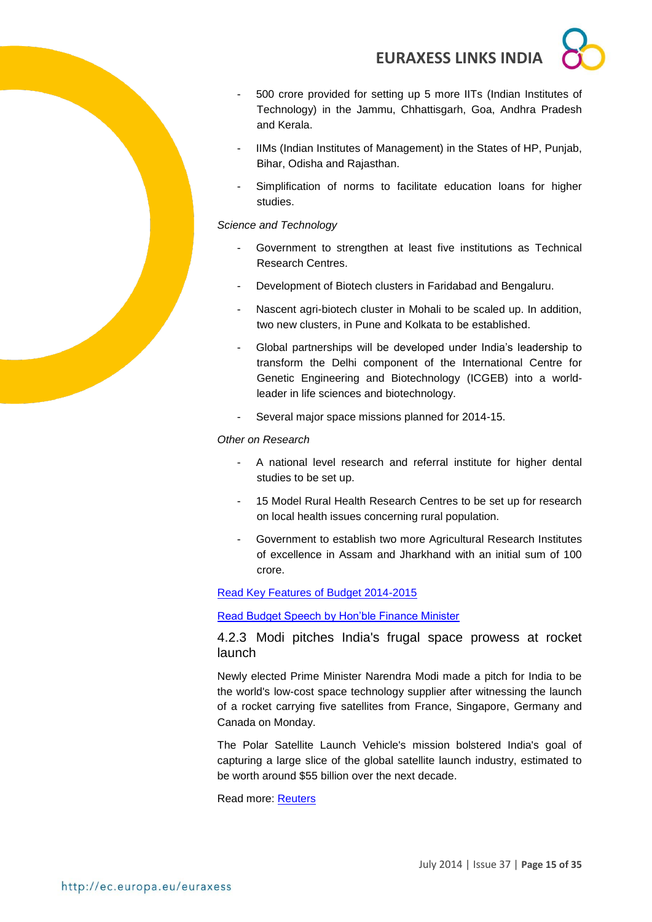- 500 crore provided for setting up 5 more IITs (Indian Institutes of Technology) in the Jammu, Chhattisgarh, Goa, Andhra Pradesh and Kerala.
- IIMs (Indian Institutes of Management) in the States of HP, Punjab, Bihar, Odisha and Rajasthan.
- Simplification of norms to facilitate education loans for higher studies.

*Science and Technology*

- Government to strengthen at least five institutions as Technical Research Centres.
- Development of Biotech clusters in Faridabad and Bengaluru.
- Nascent agri-biotech cluster in Mohali to be scaled up. In addition, two new clusters, in Pune and Kolkata to be established.
- Global partnerships will be developed under India's leadership to transform the Delhi component of the International Centre for Genetic Engineering and Biotechnology (ICGEB) into a world-leader in life sciences and biotechnology.
- Several major space missions planned for 2014-15.

*Other on Research*

- A national level research and referral institute for higher dental studies to be set up.
- 15 Model Rural Health Research Centres to be set up for research on local health issues concerning rural population.
- Government to establish two more Agricultural Research Institutes of excellence in Assam and Jharkhand with an initial sum of 100 crore.

[Read Key Features of Budget 2014-2015]

[Read Budget Speech by Hon'ble Finance Minister]

### 4.2.3 Modi pitches India's frugal space prowess at rocket launch

Newly elected Prime Minister Narendra Modi made a pitch for India to be the world's low-cost space technology supplier after witnessing the launch of a rocket carrying five satellites from France, Singapore, Germany and Canada on Monday.

The Polar Satellite Launch Vehicle's mission bolstered India's goal of capturing a large slice of the global satellite launch industry, estimated to be worth around $55 billion over the next decade.

Read more: [Reuters]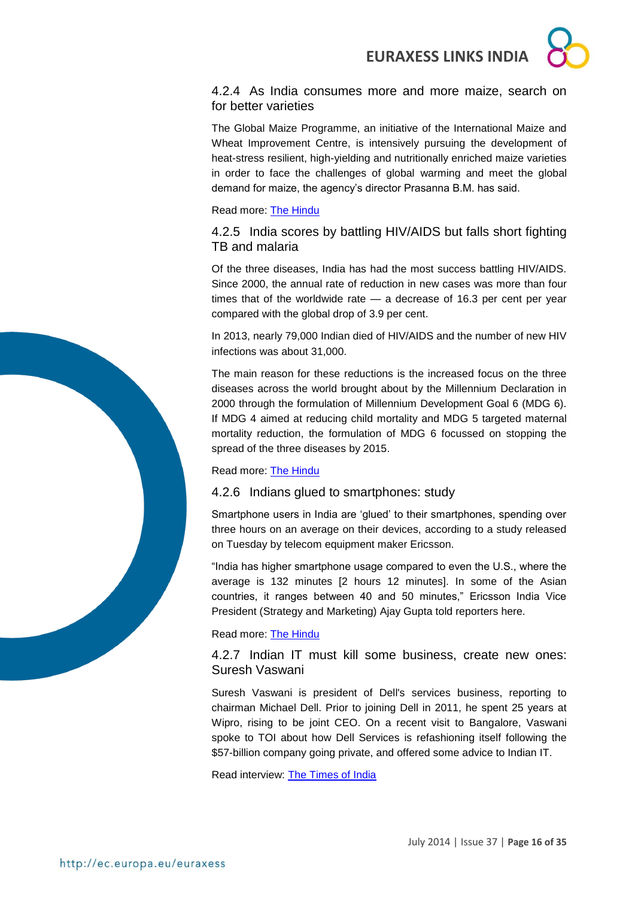### 4.2.4 As India consumes more and more maize, search on for better varieties

The Global Maize Programme, an initiative of the International Maize and Wheat Improvement Centre, is intensively pursuing the development of heat-stress resilient, high-yielding and nutritionally enriched maize varieties in order to face the challenges of global warming and meet the global demand for maize, the agency's director Prasanna B.M. has said.

Read more: [The Hindu]()

### 4.2.5 India scores by battling HIV/AIDS but falls short fighting TB and malaria

Of the three diseases, India has had the most success battling HIV/AIDS. Since 2000, the annual rate of reduction in new cases was more than four times that of the worldwide rate — a decrease of 16.3 per cent per year compared with the global drop of 3.9 per cent.

In 2013, nearly 79,000 Indian died of HIV/AIDS and the number of new HIV infections was about 31,000.

The main reason for these reductions is the increased focus on the three diseases across the world brought about by the Millennium Declaration in 2000 through the formulation of Millennium Development Goal 6 (MDG 6). If MDG 4 aimed at reducing child mortality and MDG 5 targeted maternal mortality reduction, the formulation of MDG 6 focussed on stopping the spread of the three diseases by 2015.

Read more: [The Hindu]()

### 4.2.6 Indians glued to smartphones: study

Smartphone users in India are 'glued' to their smartphones, spending over three hours on an average on their devices, according to a study released on Tuesday by telecom equipment maker Ericsson.

"India has higher smartphone usage compared to even the U.S., where the average is 132 minutes [2 hours 12 minutes]. In some of the Asian countries, it ranges between 40 and 50 minutes," Ericsson India Vice President (Strategy and Marketing) Ajay Gupta told reporters here.

Read more: [The Hindu]()

### 4.2.7 Indian IT must kill some business, create new ones: Suresh Vaswani

Suresh Vaswani is president of Dell's services business, reporting to chairman Michael Dell. Prior to joining Dell in 2011, he spent 25 years at Wipro, rising to be joint CEO. On a recent visit to Bangalore, Vaswani spoke to TOI about how Dell Services is refashioning itself following the $57-billion company going private, and offered some advice to Indian IT.

Read interview: [The Times of India]()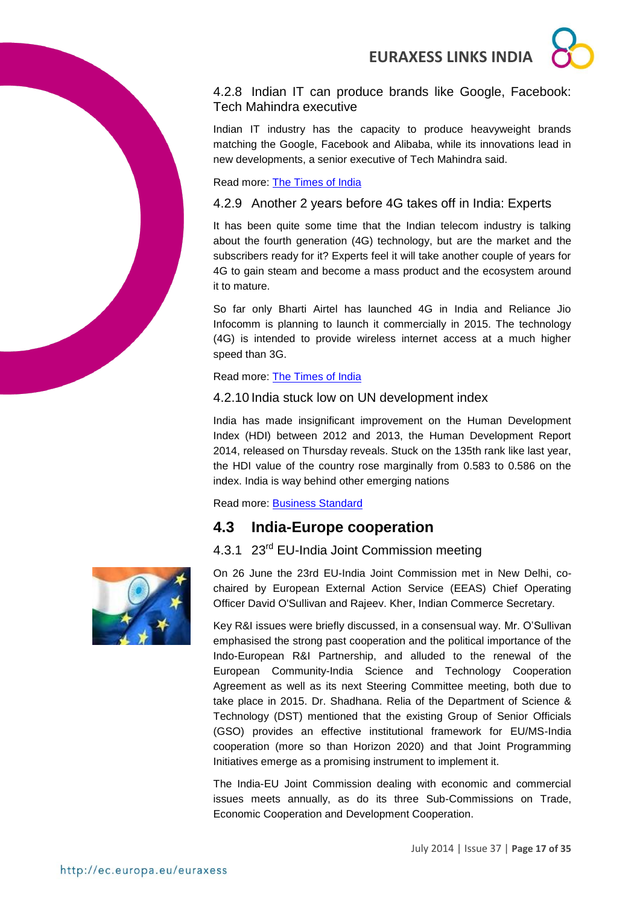### 4.2.8 Indian IT can produce brands like Google, Facebook: Tech Mahindra executive

Indian IT industry has the capacity to produce heavyweight brands matching the Google, Facebook and Alibaba, while its innovations lead in new developments, a senior executive of Tech Mahindra said.

Read more: The Times of India

### 4.2.9 Another 2 years before 4G takes off in India: Experts

It has been quite some time that the Indian telecom industry is talking about the fourth generation (4G) technology, but are the market and the subscribers ready for it? Experts feel it will take another couple of years for 4G to gain steam and become a mass product and the ecosystem around it to mature.

So far only Bharti Airtel has launched 4G in India and Reliance Jio Infocomm is planning to launch it commercially in 2015. The technology (4G) is intended to provide wireless internet access at a much higher speed than 3G.

Read more: The Times of India

### 4.2.10 India stuck low on UN development index

India has made insignificant improvement on the Human Development Index (HDI) between 2012 and 2013, the Human Development Report 2014, released on Thursday reveals. Stuck on the 135th rank like last year, the HDI value of the country rose marginally from 0.583 to 0.586 on the index. India is way behind other emerging nations

Read more: Business Standard

## 4.3 India-Europe cooperation

### 4.3.1 23rd EU-India Joint Commission meeting

On 26 June the 23rd EU-India Joint Commission met in New Delhi, co-chaired by European External Action Service (EEAS) Chief Operating Officer David O'Sullivan and Rajeev. Kher, Indian Commerce Secretary.

Key R&I issues were briefly discussed, in a consensual way. Mr. O'Sullivan emphasised the strong past cooperation and the political importance of the Indo-European R&I Partnership, and alluded to the renewal of the European Community-India Science and Technology Cooperation Agreement as well as its next Steering Committee meeting, both due to take place in 2015. Dr. Shadhana. Relia of the Department of Science & Technology (DST) mentioned that the existing Group of Senior Officials (GSO) provides an effective institutional framework for EU/MS-India cooperation (more so than Horizon 2020) and that Joint Programming Initiatives emerge as a promising instrument to implement it.

The India-EU Joint Commission dealing with economic and commercial issues meets annually, as do its three Sub-Commissions on Trade, Economic Cooperation and Development Cooperation.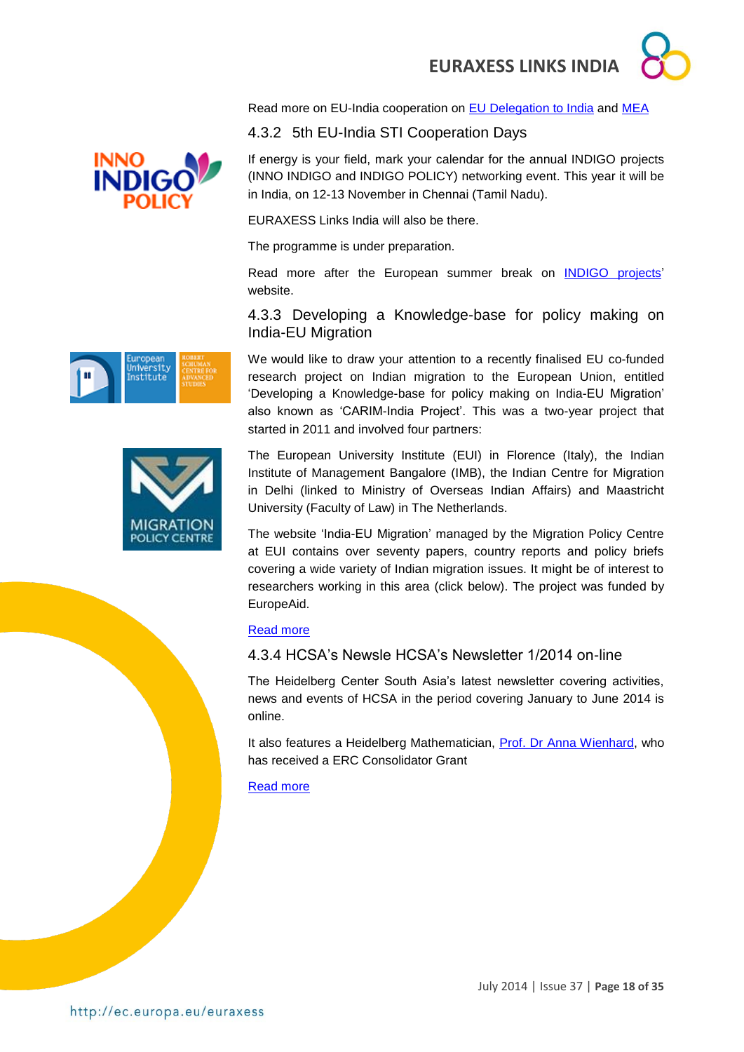Read more on EU-India cooperation on EU Delegation to India and MEA

### 4.3.2 5th EU-India STI Cooperation Days

If energy is your field, mark your calendar for the annual INDIGO projects (INNO INDIGO and INDIGO POLICY) networking event. This year it will be in India, on 12-13 November in Chennai (Tamil Nadu).

EURAXESS Links India will also be there.

The programme is under preparation.

Read more after the European summer break on INDIGO projects' website.

### 4.3.3 Developing a Knowledge-base for policy making on India-EU Migration

We would like to draw your attention to a recently finalised EU co-funded research project on Indian migration to the European Union, entitled 'Developing a Knowledge-base for policy making on India-EU Migration' also known as 'CARIM-India Project'. This was a two-year project that started in 2011 and involved four partners:

The European University Institute (EUI) in Florence (Italy), the Indian Institute of Management Bangalore (IMB), the Indian Centre for Migration in Delhi (linked to Ministry of Overseas Indian Affairs) and Maastricht University (Faculty of Law) in The Netherlands.

The website 'India-EU Migration' managed by the Migration Policy Centre at EUI contains over seventy papers, country reports and policy briefs covering a wide variety of Indian migration issues. It might be of interest to researchers working in this area (click below). The project was funded by EuropeAid.

Read more

### 4.3.4 HCSA's Newsle HCSA's Newsletter 1/2014 on-line

The Heidelberg Center South Asia's latest newsletter covering activities, news and events of HCSA in the period covering January to June 2014 is online.

It also features a Heidelberg Mathematician, Prof. Dr Anna Wienhard, who has received a ERC Consolidator Grant

Read more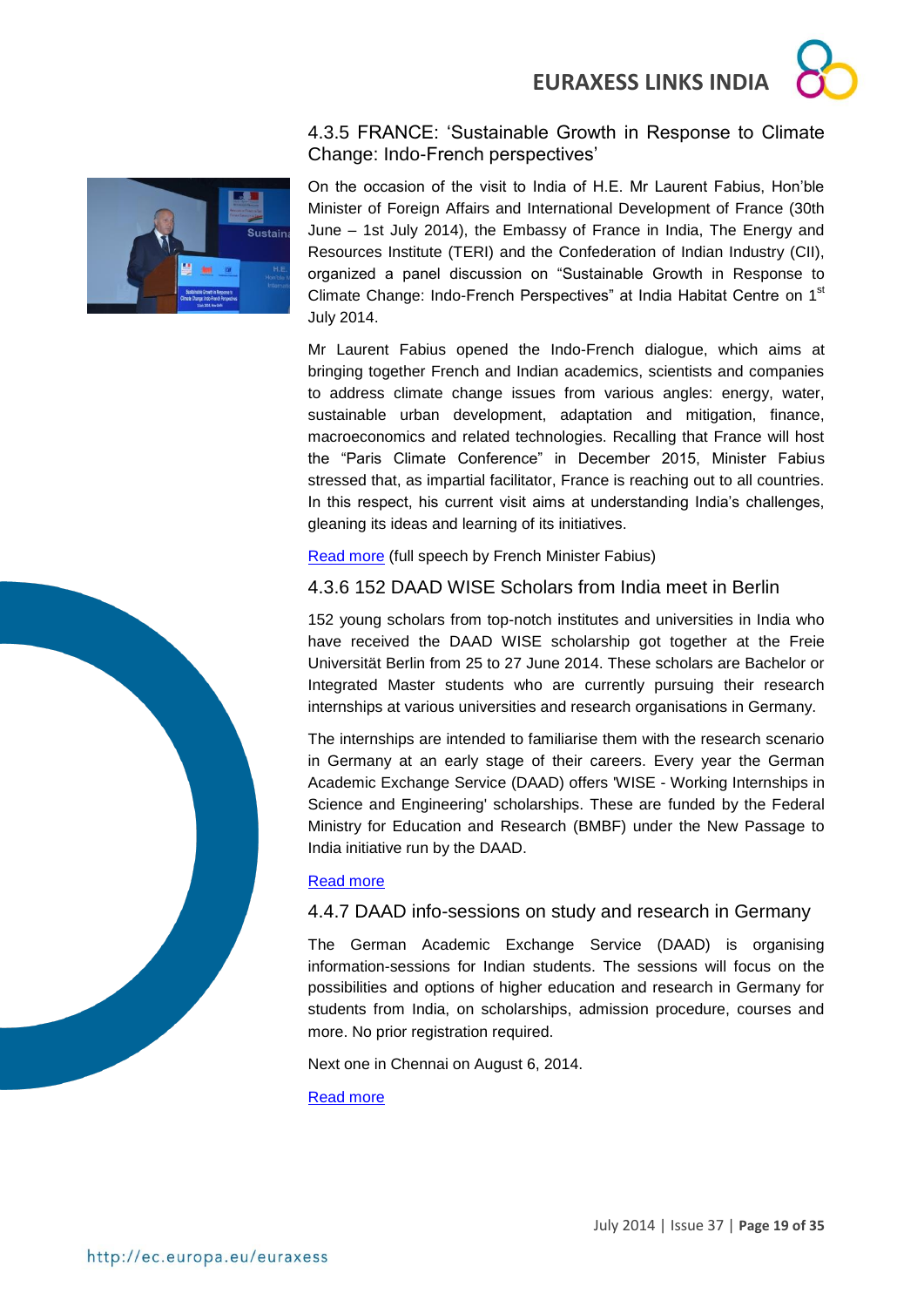### 4.3.5 FRANCE: 'Sustainable Growth in Response to Climate Change: Indo-French perspectives'

On the occasion of the visit to India of H.E. Mr Laurent Fabius, Hon'ble Minister of Foreign Affairs and International Development of France (30th June – 1st July 2014), the Embassy of France in India, The Energy and Resources Institute (TERI) and the Confederation of Indian Industry (CII), organized a panel discussion on "Sustainable Growth in Response to Climate Change: Indo-French Perspectives" at India Habitat Centre on 1st July 2014.

Mr Laurent Fabius opened the Indo-French dialogue, which aims at bringing together French and Indian academics, scientists and companies to address climate change issues from various angles: energy, water, sustainable urban development, adaptation and mitigation, finance, macroeconomics and related technologies. Recalling that France will host the "Paris Climate Conference" in December 2015, Minister Fabius stressed that, as impartial facilitator, France is reaching out to all countries. In this respect, his current visit aims at understanding India's challenges, gleaning its ideas and learning of its initiatives.

Read more (full speech by French Minister Fabius)

### 4.3.6 152 DAAD WISE Scholars from India meet in Berlin

152 young scholars from top-notch institutes and universities in India who have received the DAAD WISE scholarship got together at the Freie Universität Berlin from 25 to 27 June 2014. These scholars are Bachelor or Integrated Master students who are currently pursuing their research internships at various universities and research organisations in Germany.

The internships are intended to familiarise them with the research scenario in Germany at an early stage of their careers. Every year the German Academic Exchange Service (DAAD) offers 'WISE - Working Internships in Science and Engineering' scholarships. These are funded by the Federal Ministry for Education and Research (BMBF) under the New Passage to India initiative run by the DAAD.

Read more

### 4.4.7 DAAD info-sessions on study and research in Germany

The German Academic Exchange Service (DAAD) is organising information-sessions for Indian students. The sessions will focus on the possibilities and options of higher education and research in Germany for students from India, on scholarships, admission procedure, courses and more. No prior registration required.

Next one in Chennai on August 6, 2014.

Read more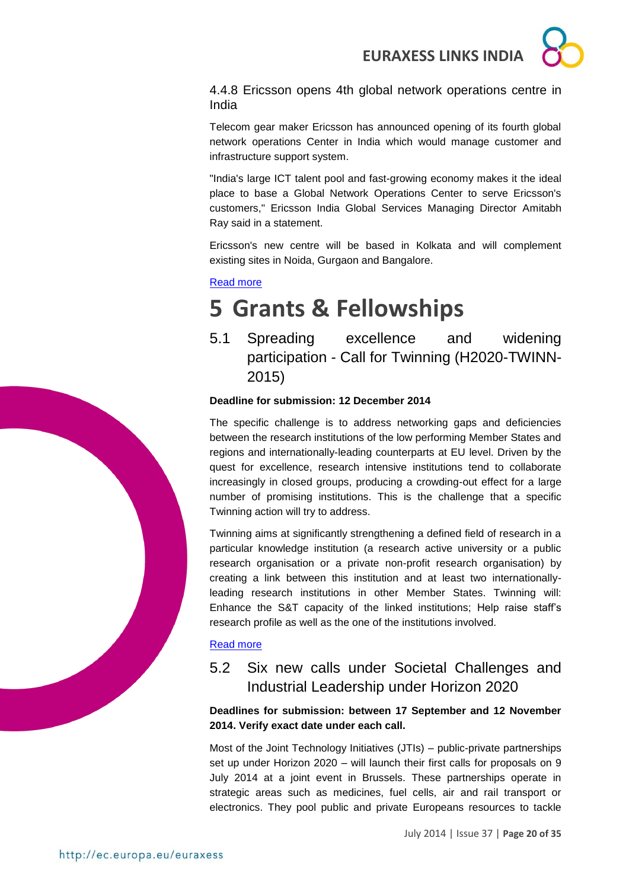### 4.4.8 Ericsson opens 4th global network operations centre in India

Telecom gear maker Ericsson has announced opening of its fourth global network operations Center in India which would manage customer and infrastructure support system.

"India's large ICT talent pool and fast-growing economy makes it the ideal place to base a Global Network Operations Center to serve Ericsson's customers," Ericsson India Global Services Managing Director Amitabh Ray said in a statement.

Ericsson's new centre will be based in Kolkata and will complement existing sites in Noida, Gurgaon and Bangalore.

Read more

# 5 Grants & Fellowships

## 5.1 Spreading excellence and widening participation - Call for Twinning (H2020-TWINN-2015)

**Deadline for submission: 12 December 2014**

The specific challenge is to address networking gaps and deficiencies between the research institutions of the low performing Member States and regions and internationally-leading counterparts at EU level. Driven by the quest for excellence, research intensive institutions tend to collaborate increasingly in closed groups, producing a crowding-out effect for a large number of promising institutions. This is the challenge that a specific Twinning action will try to address.

Twinning aims at significantly strengthening a defined field of research in a particular knowledge institution (a research active university or a public research organisation or a private non-profit research organisation) by creating a link between this institution and at least two internationally-leading research institutions in other Member States. Twinning will: Enhance the S&T capacity of the linked institutions; Help raise staff's research profile as well as the one of the institutions involved.

Read more

## 5.2 Six new calls under Societal Challenges and Industrial Leadership under Horizon 2020

**Deadlines for submission: between 17 September and 12 November 2014. Verify exact date under each call.**

Most of the Joint Technology Initiatives (JTIs) – public-private partnerships set up under Horizon 2020 – will launch their first calls for proposals on 9 July 2014 at a joint event in Brussels. These partnerships operate in strategic areas such as medicines, fuel cells, air and rail transport or electronics. They pool public and private Europeans resources to tackle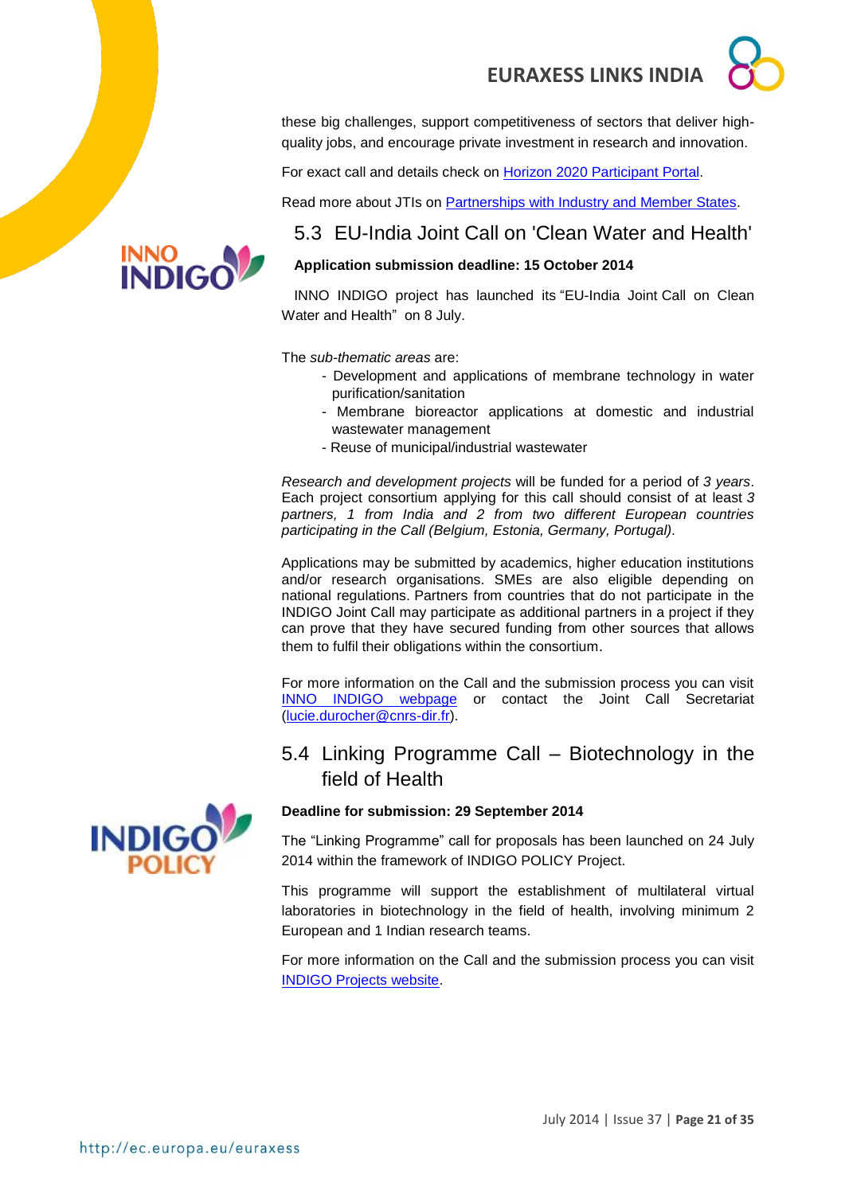these big challenges, support competitiveness of sectors that deliver high-quality jobs, and encourage private investment in research and innovation.

For exact call and details check on Horizon 2020 Participant Portal.

Read more about JTIs on Partnerships with Industry and Member States.

## 5.3 EU-India Joint Call on 'Clean Water and Health'

**Application submission deadline: 15 October 2014**

INNO INDIGO project has launched its "EU-India Joint Call on Clean Water and Health" on 8 July.

The *sub-thematic areas* are:

- Development and applications of membrane technology in water purification/sanitation
- Membrane bioreactor applications at domestic and industrial wastewater management
- Reuse of municipal/industrial wastewater

*Research and development projects* will be funded for a period of *3 years*. Each project consortium applying for this call should consist of at least *3 partners, 1 from India and 2 from two different European countries participating in the Call (Belgium, Estonia, Germany, Portugal).*

Applications may be submitted by academics, higher education institutions and/or research organisations. SMEs are also eligible depending on national regulations. Partners from countries that do not participate in the INDIGO Joint Call may participate as additional partners in a project if they can prove that they have secured funding from other sources that allows them to fulfil their obligations within the consortium.

For more information on the Call and the submission process you can visit INNO INDIGO webpage or contact the Joint Call Secretariat (lucie.durocher@cnrs-dir.fr).

## 5.4 Linking Programme Call – Biotechnology in the field of Health

**Deadline for submission: 29 September 2014**

The "Linking Programme" call for proposals has been launched on 24 July 2014 within the framework of INDIGO POLICY Project.

This programme will support the establishment of multilateral virtual laboratories in biotechnology in the field of health, involving minimum 2 European and 1 Indian research teams.

For more information on the Call and the submission process you can visit INDIGO Projects website.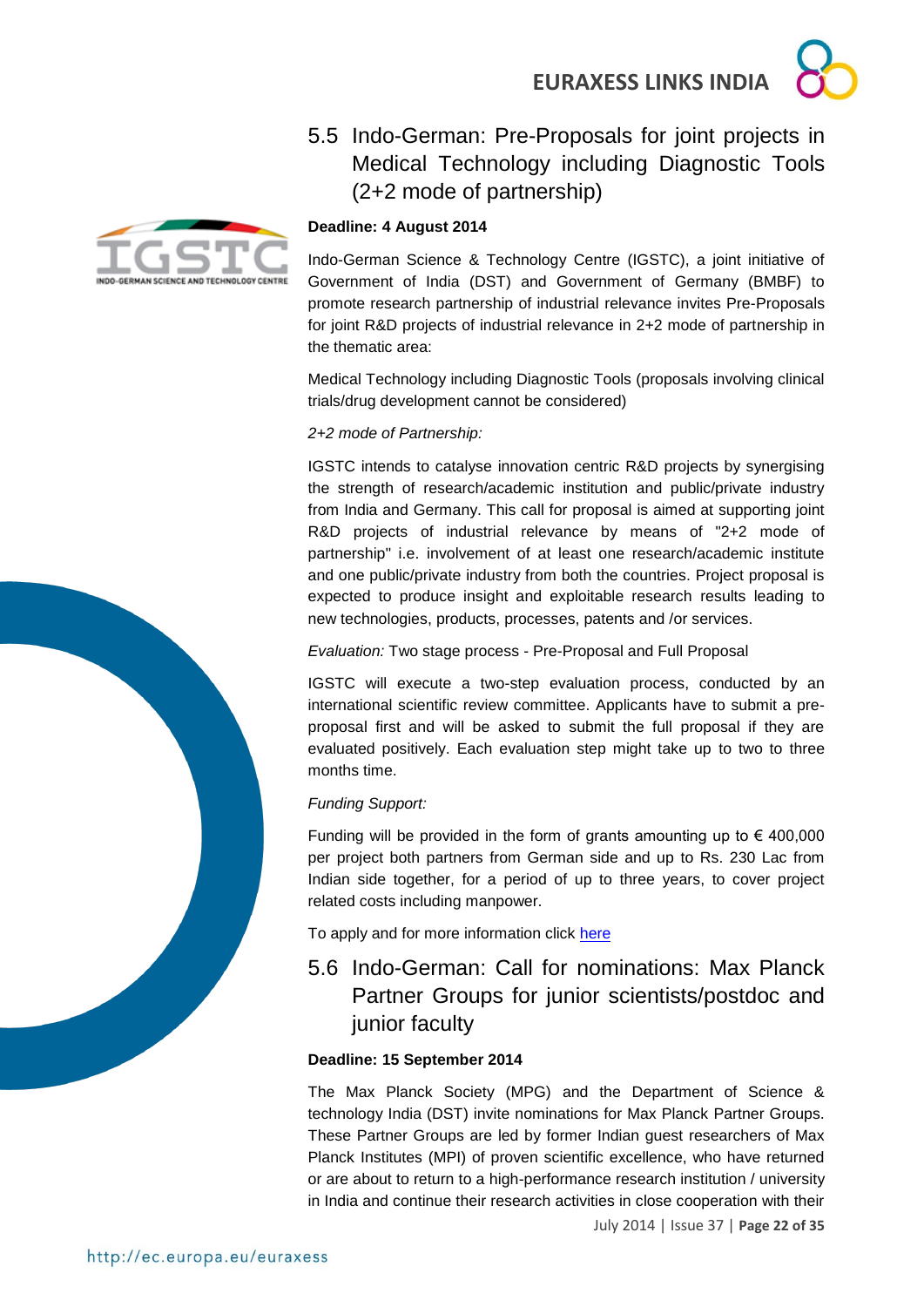## 5.5 Indo-German: Pre-Proposals for joint projects in Medical Technology including Diagnostic Tools (2+2 mode of partnership)

**Deadline: 4 August 2014**

Indo-German Science & Technology Centre (IGSTC), a joint initiative of Government of India (DST) and Government of Germany (BMBF) to promote research partnership of industrial relevance invites Pre-Proposals for joint R&D projects of industrial relevance in 2+2 mode of partnership in the thematic area:

Medical Technology including Diagnostic Tools (proposals involving clinical trials/drug development cannot be considered)

*2+2 mode of Partnership:*

IGSTC intends to catalyse innovation centric R&D projects by synergising the strength of research/academic institution and public/private industry from India and Germany. This call for proposal is aimed at supporting joint R&D projects of industrial relevance by means of "2+2 mode of partnership" i.e. involvement of at least one research/academic institute and one public/private industry from both the countries. Project proposal is expected to produce insight and exploitable research results leading to new technologies, products, processes, patents and /or services.

*Evaluation:* Two stage process - Pre-Proposal and Full Proposal

IGSTC will execute a two-step evaluation process, conducted by an international scientific review committee. Applicants have to submit a pre-proposal first and will be asked to submit the full proposal if they are evaluated positively. Each evaluation step might take up to two to three months time.

*Funding Support:*

Funding will be provided in the form of grants amounting up to € 400,000 per project both partners from German side and up to Rs. 230 Lac from Indian side together, for a period of up to three years, to cover project related costs including manpower.

To apply and for more information click here

## 5.6 Indo-German: Call for nominations: Max Planck Partner Groups for junior scientists/postdoc and junior faculty

**Deadline: 15 September 2014**

The Max Planck Society (MPG) and the Department of Science & technology India (DST) invite nominations for Max Planck Partner Groups. These Partner Groups are led by former Indian guest researchers of Max Planck Institutes (MPI) of proven scientific excellence, who have returned or are about to return to a high-performance research institution / university in India and continue their research activities in close cooperation with their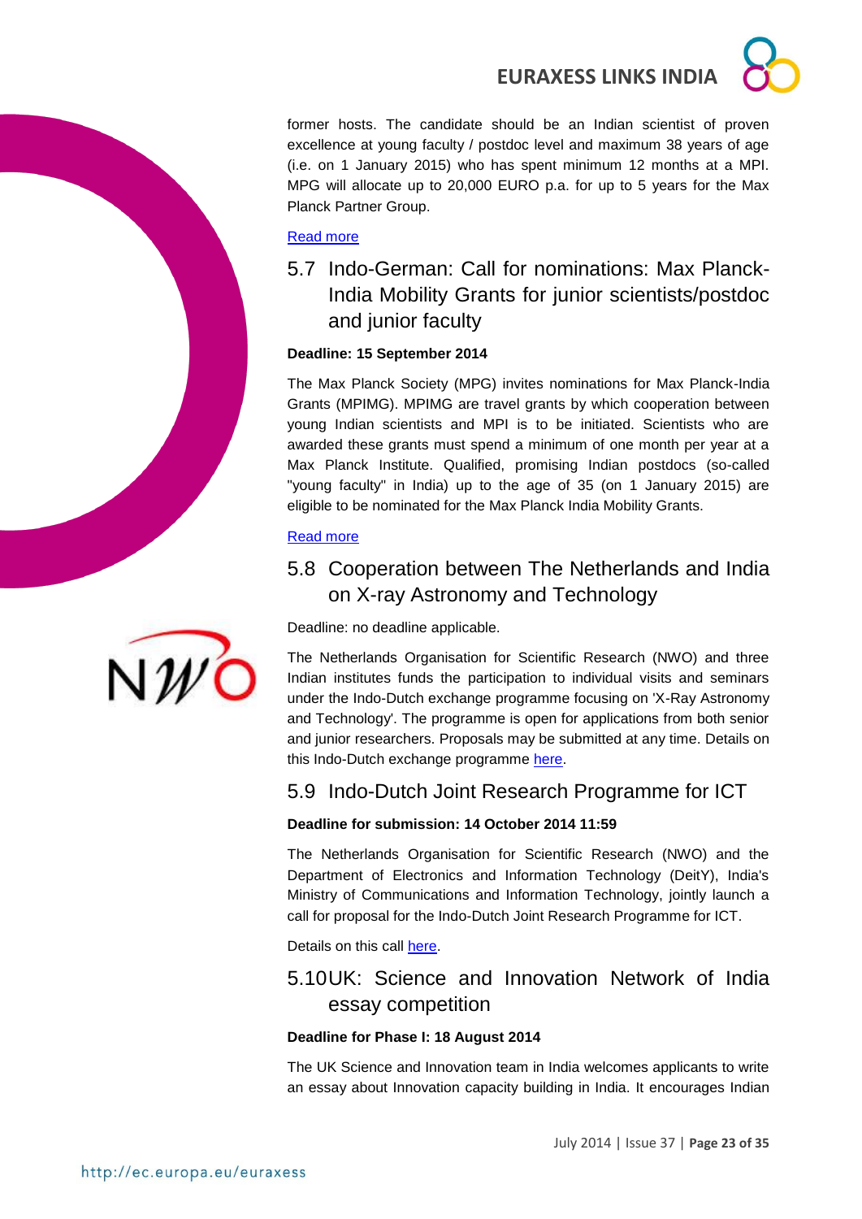former hosts. The candidate should be an Indian scientist of proven excellence at young faculty / postdoc level and maximum 38 years of age (i.e. on 1 January 2015) who has spent minimum 12 months at a MPI. MPG will allocate up to 20,000 EURO p.a. for up to 5 years for the Max Planck Partner Group.

Read more

## 5.7 Indo-German: Call for nominations: Max Planck-India Mobility Grants for junior scientists/postdoc and junior faculty

**Deadline: 15 September 2014**

The Max Planck Society (MPG) invites nominations for Max Planck-India Grants (MPIMG). MPIMG are travel grants by which cooperation between young Indian scientists and MPI is to be initiated. Scientists who are awarded these grants must spend a minimum of one month per year at a Max Planck Institute. Qualified, promising Indian postdocs (so-called "young faculty" in India) up to the age of 35 (on 1 January 2015) are eligible to be nominated for the Max Planck India Mobility Grants.

Read more

## 5.8 Cooperation between The Netherlands and India on X-ray Astronomy and Technology

Deadline: no deadline applicable.

The Netherlands Organisation for Scientific Research (NWO) and three Indian institutes funds the participation to individual visits and seminars under the Indo-Dutch exchange programme focusing on 'X-Ray Astronomy and Technology'. The programme is open for applications from both senior and junior researchers. Proposals may be submitted at any time. Details on this Indo-Dutch exchange programme here.

## 5.9 Indo-Dutch Joint Research Programme for ICT

**Deadline for submission: 14 October 2014 11:59**

The Netherlands Organisation for Scientific Research (NWO) and the Department of Electronics and Information Technology (DeitY), India's Ministry of Communications and Information Technology, jointly launch a call for proposal for the Indo-Dutch Joint Research Programme for ICT.

Details on this call here.

## 5.10 UK: Science and Innovation Network of India essay competition

**Deadline for Phase I: 18 August 2014**

The UK Science and Innovation team in India welcomes applicants to write an essay about Innovation capacity building in India. It encourages Indian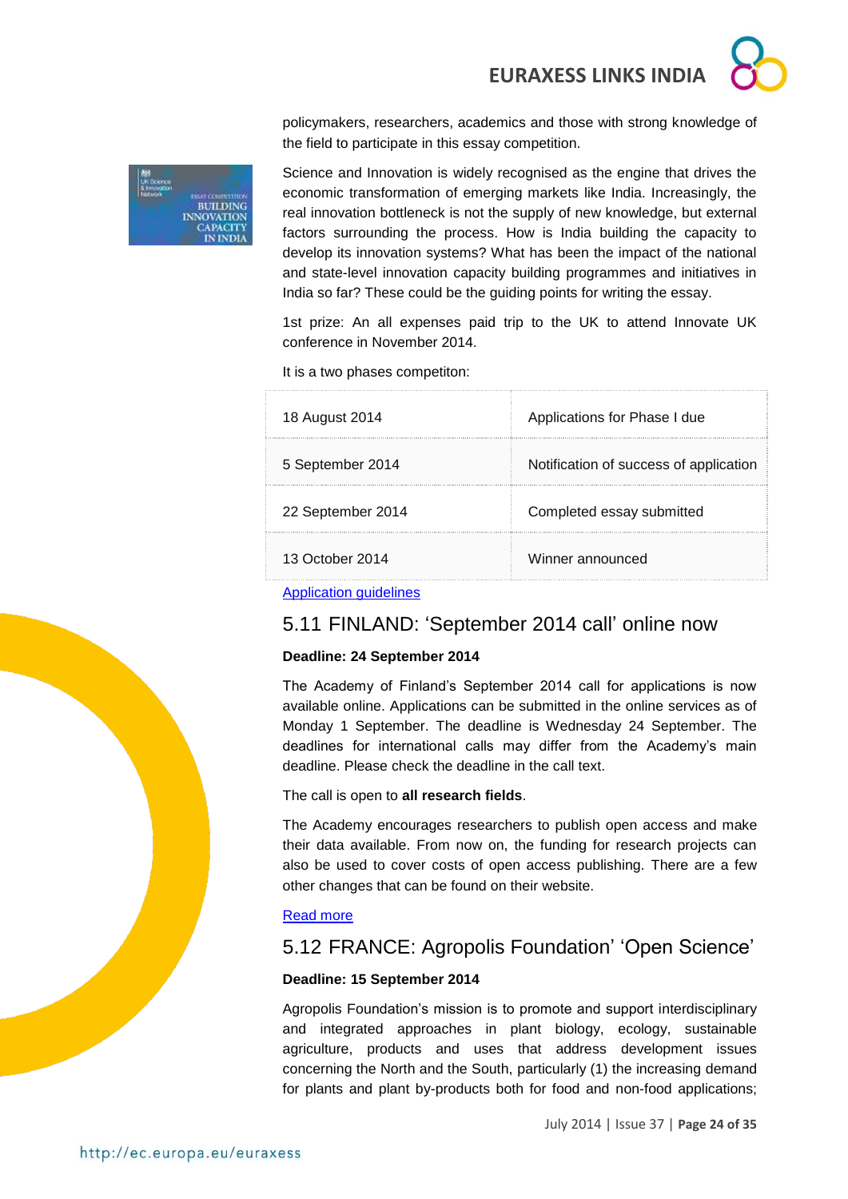policymakers, researchers, academics and those with strong knowledge of the field to participate in this essay competition.

Science and Innovation is widely recognised as the engine that drives the economic transformation of emerging markets like India. Increasingly, the real innovation bottleneck is not the supply of new knowledge, but external factors surrounding the process. How is India building the capacity to develop its innovation systems? What has been the impact of the national and state-level innovation capacity building programmes and initiatives in India so far? These could be the guiding points for writing the essay.

1st prize: An all expenses paid trip to the UK to attend Innovate UK conference in November 2014.

It is a two phases competiton:

| | |
|---|---|
| 18 August 2014 | Applications for Phase I due |
| 5 September 2014 | Notification of success of application |
| 22 September 2014 | Completed essay submitted |
| 13 October 2014 | Winner announced |

[Application guidelines]

## 5.11 FINLAND: 'September 2014 call' online now

**Deadline: 24 September 2014**

The Academy of Finland's September 2014 call for applications is now available online. Applications can be submitted in the online services as of Monday 1 September. The deadline is Wednesday 24 September. The deadlines for international calls may differ from the Academy's main deadline. Please check the deadline in the call text.

The call is open to **all research fields**.

The Academy encourages researchers to publish open access and make their data available. From now on, the funding for research projects can also be used to cover costs of open access publishing. There are a few other changes that can be found on their website.

[Read more]

## 5.12 FRANCE: Agropolis Foundation' 'Open Science'

**Deadline: 15 September 2014**

Agropolis Foundation's mission is to promote and support interdisciplinary and integrated approaches in plant biology, ecology, sustainable agriculture, products and uses that address development issues concerning the North and the South, particularly (1) the increasing demand for plants and plant by-products both for food and non-food applications;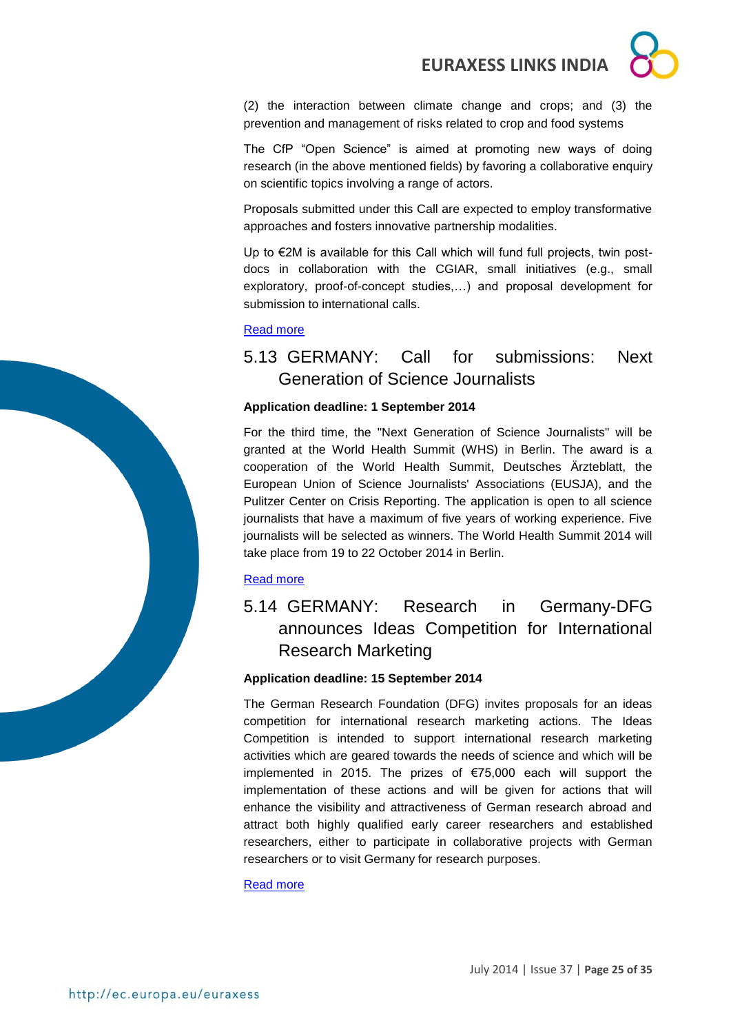(2) the interaction between climate change and crops; and (3) the prevention and management of risks related to crop and food systems

The CfP "Open Science" is aimed at promoting new ways of doing research (in the above mentioned fields) by favoring a collaborative enquiry on scientific topics involving a range of actors.

Proposals submitted under this Call are expected to employ transformative approaches and fosters innovative partnership modalities.

Up to €2M is available for this Call which will fund full projects, twin post-docs in collaboration with the CGIAR, small initiatives (e.g., small exploratory, proof-of-concept studies,…) and proposal development for submission to international calls.

Read more

## 5.13 GERMANY: Call for submissions: Next Generation of Science Journalists

**Application deadline: 1 September 2014**

For the third time, the "Next Generation of Science Journalists" will be granted at the World Health Summit (WHS) in Berlin. The award is a cooperation of the World Health Summit, Deutsches Ärzteblatt, the European Union of Science Journalists' Associations (EUSJA), and the Pulitzer Center on Crisis Reporting. The application is open to all science journalists that have a maximum of five years of working experience. Five journalists will be selected as winners. The World Health Summit 2014 will take place from 19 to 22 October 2014 in Berlin.

Read more

## 5.14 GERMANY: Research in Germany-DFG announces Ideas Competition for International Research Marketing

**Application deadline: 15 September 2014**

The German Research Foundation (DFG) invites proposals for an ideas competition for international research marketing actions. The Ideas Competition is intended to support international research marketing activities which are geared towards the needs of science and which will be implemented in 2015. The prizes of €75,000 each will support the implementation of these actions and will be given for actions that will enhance the visibility and attractiveness of German research abroad and attract both highly qualified early career researchers and established researchers, either to participate in collaborative projects with German researchers or to visit Germany for research purposes.

Read more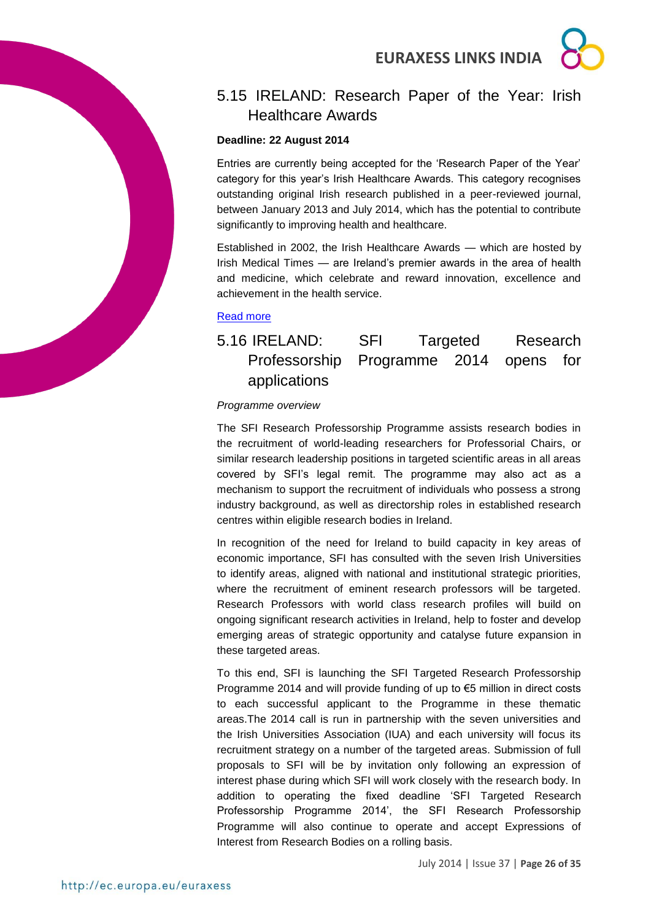## 5.15 IRELAND: Research Paper of the Year: Irish Healthcare Awards

**Deadline: 22 August 2014**

Entries are currently being accepted for the 'Research Paper of the Year' category for this year's Irish Healthcare Awards. This category recognises outstanding original Irish research published in a peer-reviewed journal, between January 2013 and July 2014, which has the potential to contribute significantly to improving health and healthcare.

Established in 2002, the Irish Healthcare Awards — which are hosted by Irish Medical Times — are Ireland's premier awards in the area of health and medicine, which celebrate and reward innovation, excellence and achievement in the health service.

Read more

## 5.16 IRELAND: SFI Targeted Research Professorship Programme 2014 opens for applications

*Programme overview*

The SFI Research Professorship Programme assists research bodies in the recruitment of world-leading researchers for Professorial Chairs, or similar research leadership positions in targeted scientific areas in all areas covered by SFI's legal remit. The programme may also act as a mechanism to support the recruitment of individuals who possess a strong industry background, as well as directorship roles in established research centres within eligible research bodies in Ireland.

In recognition of the need for Ireland to build capacity in key areas of economic importance, SFI has consulted with the seven Irish Universities to identify areas, aligned with national and institutional strategic priorities, where the recruitment of eminent research professors will be targeted. Research Professors with world class research profiles will build on ongoing significant research activities in Ireland, help to foster and develop emerging areas of strategic opportunity and catalyse future expansion in these targeted areas.

To this end, SFI is launching the SFI Targeted Research Professorship Programme 2014 and will provide funding of up to €5 million in direct costs to each successful applicant to the Programme in these thematic areas.The 2014 call is run in partnership with the seven universities and the Irish Universities Association (IUA) and each university will focus its recruitment strategy on a number of the targeted areas. Submission of full proposals to SFI will be by invitation only following an expression of interest phase during which SFI will work closely with the research body. In addition to operating the fixed deadline 'SFI Targeted Research Professorship Programme 2014', the SFI Research Professorship Programme will also continue to operate and accept Expressions of Interest from Research Bodies on a rolling basis.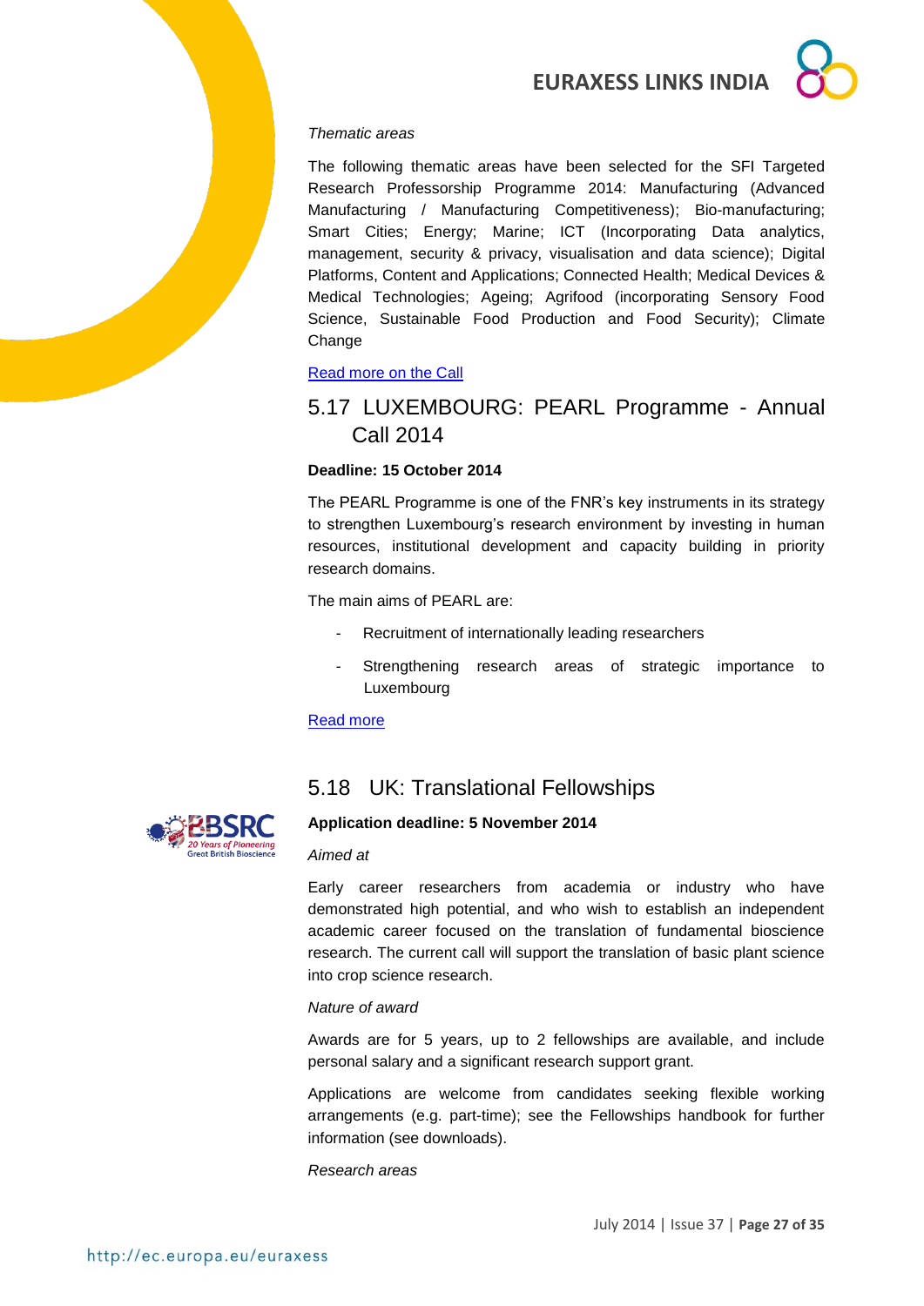*Thematic areas*

The following thematic areas have been selected for the SFI Targeted Research Professorship Programme 2014: Manufacturing (Advanced Manufacturing / Manufacturing Competitiveness); Bio-manufacturing; Smart Cities; Energy; Marine; ICT (Incorporating Data analytics, management, security & privacy, visualisation and data science); Digital Platforms, Content and Applications; Connected Health; Medical Devices & Medical Technologies; Ageing; Agrifood (incorporating Sensory Food Science, Sustainable Food Production and Food Security); Climate Change

[Read more on the Call]

## 5.17 LUXEMBOURG: PEARL Programme - Annual Call 2014

**Deadline: 15 October 2014**

The PEARL Programme is one of the FNR's key instruments in its strategy to strengthen Luxembourg's research environment by investing in human resources, institutional development and capacity building in priority research domains.

The main aims of PEARL are:

- Recruitment of internationally leading researchers
- Strengthening research areas of strategic importance to Luxembourg

[Read more]

## 5.18 UK: Translational Fellowships

**Application deadline: 5 November 2014**

*Aimed at*

Early career researchers from academia or industry who have demonstrated high potential, and who wish to establish an independent academic career focused on the translation of fundamental bioscience research. The current call will support the translation of basic plant science into crop science research.

*Nature of award*

Awards are for 5 years, up to 2 fellowships are available, and include personal salary and a significant research support grant.

Applications are welcome from candidates seeking flexible working arrangements (e.g. part-time); see the Fellowships handbook for further information (see downloads).

*Research areas*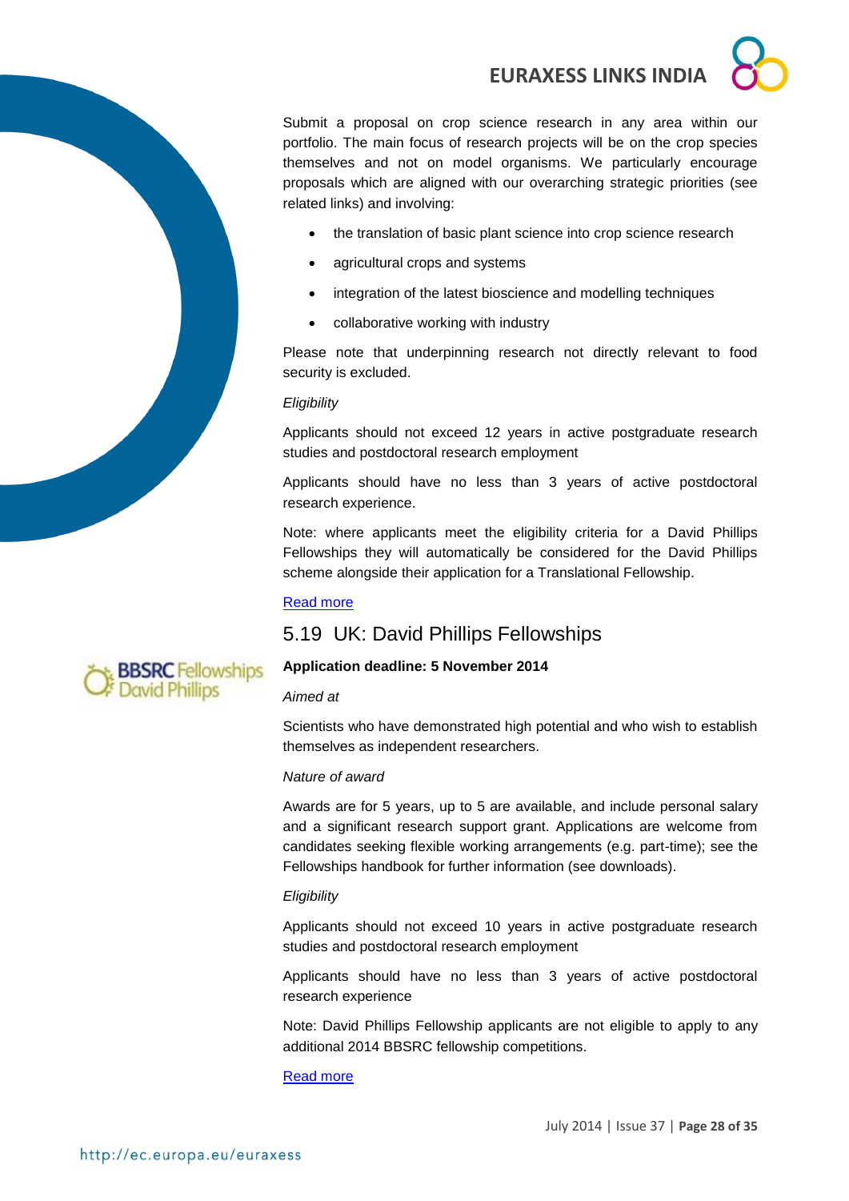Submit a proposal on crop science research in any area within our portfolio. The main focus of research projects will be on the crop species themselves and not on model organisms. We particularly encourage proposals which are aligned with our overarching strategic priorities (see related links) and involving:

- the translation of basic plant science into crop science research
- agricultural crops and systems
- integration of the latest bioscience and modelling techniques
- collaborative working with industry

Please note that underpinning research not directly relevant to food security is excluded.

*Eligibility*

Applicants should not exceed 12 years in active postgraduate research studies and postdoctoral research employment

Applicants should have no less than 3 years of active postdoctoral research experience.

Note: where applicants meet the eligibility criteria for a David Phillips Fellowships they will automatically be considered for the David Phillips scheme alongside their application for a Translational Fellowship.

Read more

## 5.19 UK: David Phillips Fellowships

BBSRC Fellowships David Phillips

**Application deadline: 5 November 2014**

*Aimed at*

Scientists who have demonstrated high potential and who wish to establish themselves as independent researchers.

*Nature of award*

Awards are for 5 years, up to 5 are available, and include personal salary and a significant research support grant. Applications are welcome from candidates seeking flexible working arrangements (e.g. part-time); see the Fellowships handbook for further information (see downloads).

*Eligibility*

Applicants should not exceed 10 years in active postgraduate research studies and postdoctoral research employment

Applicants should have no less than 3 years of active postdoctoral research experience

Note: David Phillips Fellowship applicants are not eligible to apply to any additional 2014 BBSRC fellowship competitions.

Read more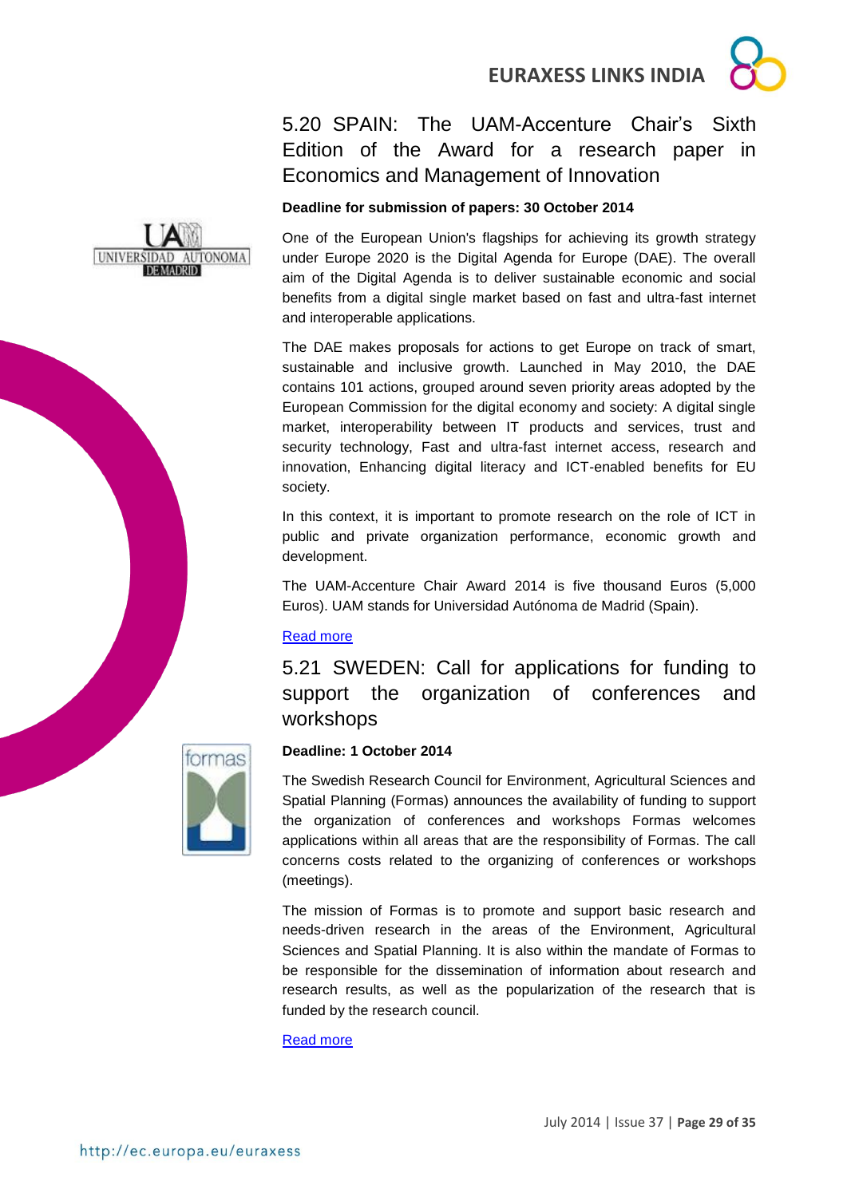## 5.20 SPAIN: The UAM-Accenture Chair's Sixth Edition of the Award for a research paper in Economics and Management of Innovation

**Deadline for submission of papers: 30 October 2014**

One of the European Union's flagships for achieving its growth strategy under Europe 2020 is the Digital Agenda for Europe (DAE). The overall aim of the Digital Agenda is to deliver sustainable economic and social benefits from a digital single market based on fast and ultra-fast internet and interoperable applications.

The DAE makes proposals for actions to get Europe on track of smart, sustainable and inclusive growth. Launched in May 2010, the DAE contains 101 actions, grouped around seven priority areas adopted by the European Commission for the digital economy and society: A digital single market, interoperability between IT products and services, trust and security technology, Fast and ultra-fast internet access, research and innovation, Enhancing digital literacy and ICT-enabled benefits for EU society.

In this context, it is important to promote research on the role of ICT in public and private organization performance, economic growth and development.

The UAM-Accenture Chair Award 2014 is five thousand Euros (5,000 Euros). UAM stands for Universidad Autónoma de Madrid (Spain).

Read more

## 5.21 SWEDEN: Call for applications for funding to support the organization of conferences and workshops

**Deadline: 1 October 2014**

The Swedish Research Council for Environment, Agricultural Sciences and Spatial Planning (Formas) announces the availability of funding to support the organization of conferences and workshops Formas welcomes applications within all areas that are the responsibility of Formas. The call concerns costs related to the organizing of conferences or workshops (meetings).

The mission of Formas is to promote and support basic research and needs-driven research in the areas of the Environment, Agricultural Sciences and Spatial Planning. It is also within the mandate of Formas to be responsible for the dissemination of information about research and research results, as well as the popularization of the research that is funded by the research council.

Read more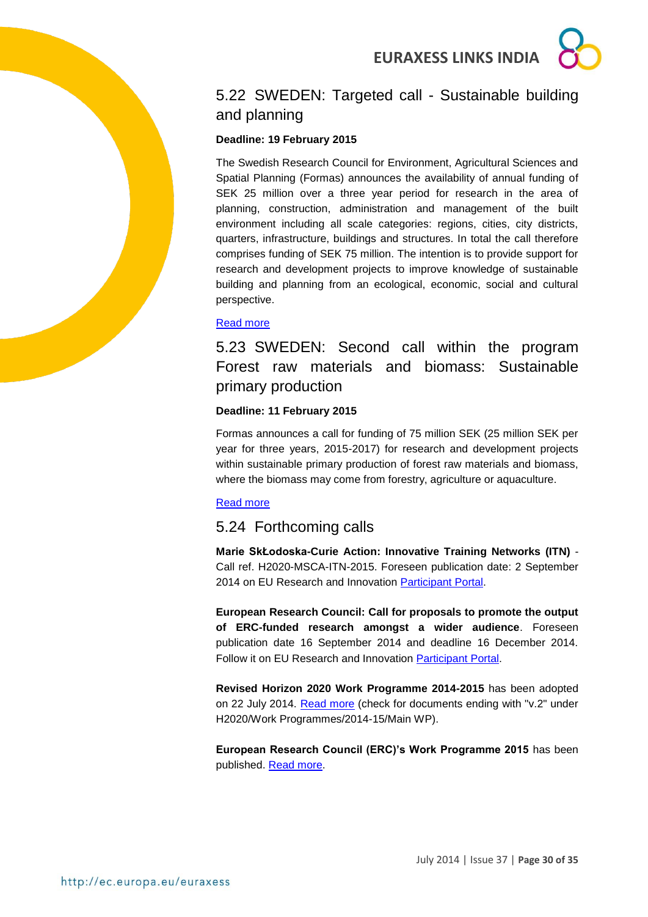## 5.22 SWEDEN: Targeted call - Sustainable building and planning

**Deadline: 19 February 2015**

The Swedish Research Council for Environment, Agricultural Sciences and Spatial Planning (Formas) announces the availability of annual funding of SEK 25 million over a three year period for research in the area of planning, construction, administration and management of the built environment including all scale categories: regions, cities, city districts, quarters, infrastructure, buildings and structures. In total the call therefore comprises funding of SEK 75 million. The intention is to provide support for research and development projects to improve knowledge of sustainable building and planning from an ecological, economic, social and cultural perspective.

Read more

## 5.23 SWEDEN: Second call within the program Forest raw materials and biomass: Sustainable primary production

**Deadline: 11 February 2015**

Formas announces a call for funding of 75 million SEK (25 million SEK per year for three years, 2015-2017) for research and development projects within sustainable primary production of forest raw materials and biomass, where the biomass may come from forestry, agriculture or aquaculture.

Read more

## 5.24 Forthcoming calls

**Marie SkŁodoska-Curie Action: Innovative Training Networks (ITN)** - Call ref. H2020-MSCA-ITN-2015. Foreseen publication date: 2 September 2014 on EU Research and Innovation Participant Portal.

**European Research Council: Call for proposals to promote the output of ERC-funded research amongst a wider audience**. Foreseen publication date 16 September 2014 and deadline 16 December 2014. Follow it on EU Research and Innovation Participant Portal.

**Revised Horizon 2020 Work Programme 2014-2015** has been adopted on 22 July 2014. Read more (check for documents ending with "v.2" under H2020/Work Programmes/2014-15/Main WP).

**European Research Council (ERC)'s Work Programme 2015** has been published. Read more.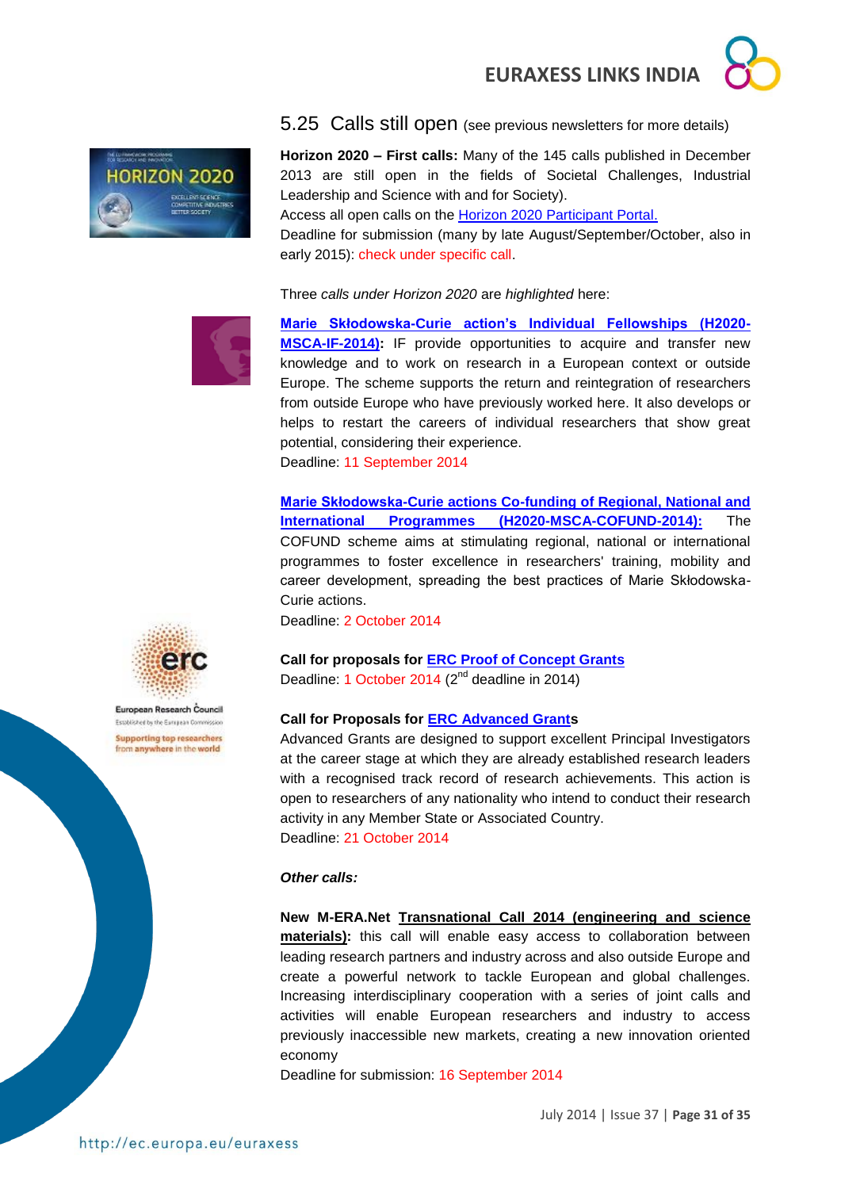## 5.25 Calls still open (see previous newsletters for more details)

**Horizon 2020 – First calls:** Many of the 145 calls published in December 2013 are still open in the fields of Societal Challenges, Industrial Leadership and Science with and for Society).
Access all open calls on the Horizon 2020 Participant Portal.
Deadline for submission (many by late August/September/October, also in early 2015): check under specific call.

Three *calls under Horizon 2020* are *highlighted* here:

**Marie Skłodowska-Curie action's Individual Fellowships (H2020-MSCA-IF-2014):** IF provide opportunities to acquire and transfer new knowledge and to work on research in a European context or outside Europe. The scheme supports the return and reintegration of researchers from outside Europe who have previously worked here. It also develops or helps to restart the careers of individual researchers that show great potential, considering their experience.
Deadline: 11 September 2014

**Marie Skłodowska-Curie actions Co-funding of Regional, National and International Programmes (H2020-MSCA-COFUND-2014):** The COFUND scheme aims at stimulating regional, national or international programmes to foster excellence in researchers' training, mobility and career development, spreading the best practices of Marie Skłodowska-Curie actions.
Deadline: 2 October 2014

**Call for proposals for ERC Proof of Concept Grants**
Deadline: 1 October 2014 (2nd deadline in 2014)

**Call for Proposals for ERC Advanced Grants**
Advanced Grants are designed to support excellent Principal Investigators at the career stage at which they are already established research leaders with a recognised track record of research achievements. This action is open to researchers of any nationality who intend to conduct their research activity in any Member State or Associated Country.
Deadline: 21 October 2014

***Other calls:***

**New M-ERA.Net Transnational Call 2014 (engineering and science materials):** this call will enable easy access to collaboration between leading research partners and industry across and also outside Europe and create a powerful network to tackle European and global challenges. Increasing interdisciplinary cooperation with a series of joint calls and activities will enable European researchers and industry to access previously inaccessible new markets, creating a new innovation oriented economy
Deadline for submission: 16 September 2014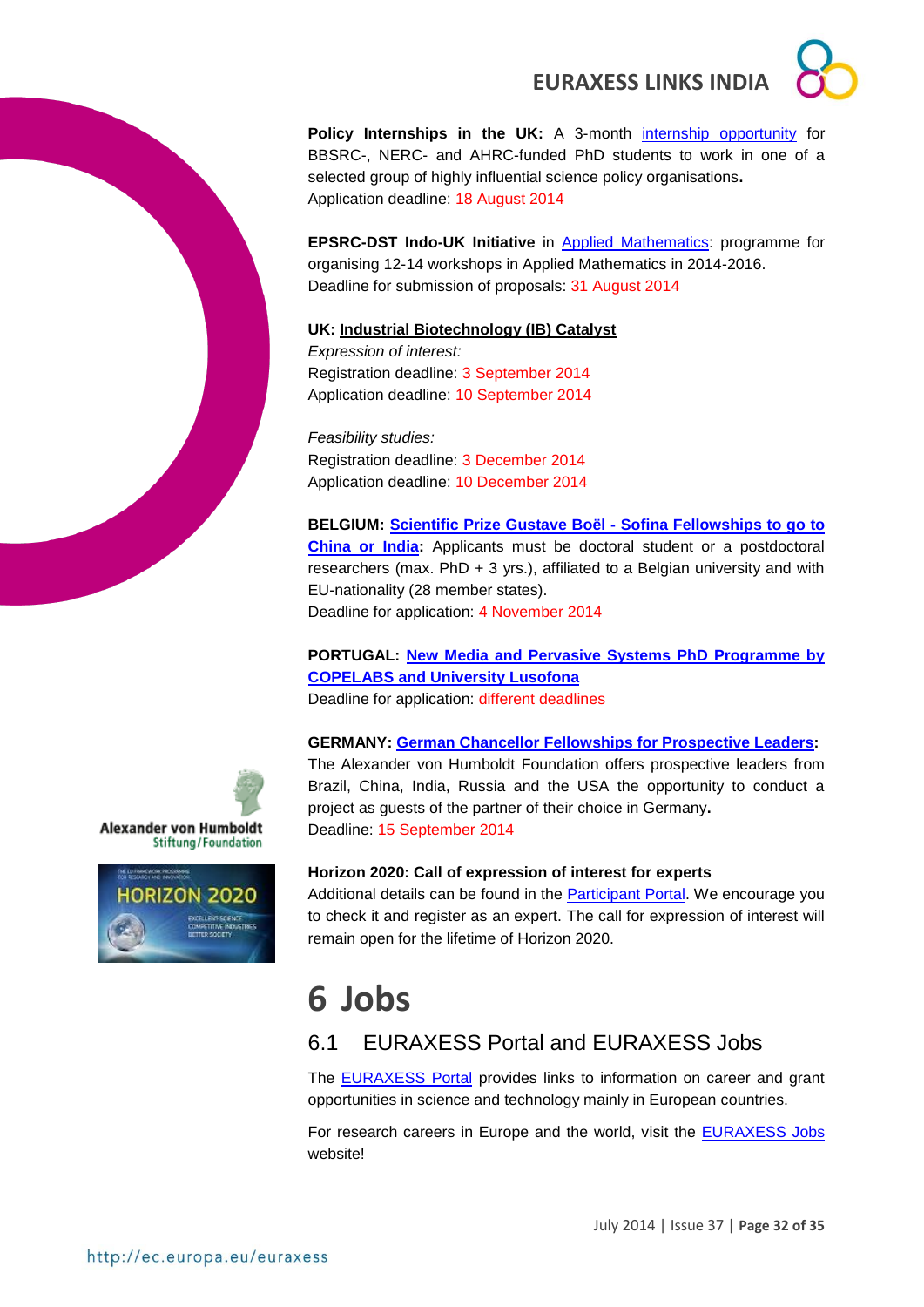**Policy Internships in the UK:** A 3-month internship opportunity for BBSRC-, NERC- and AHRC-funded PhD students to work in one of a selected group of highly influential science policy organisations**.**
Application deadline: 18 August 2014

**EPSRC-DST Indo-UK Initiative** in Applied Mathematics: programme for organising 12-14 workshops in Applied Mathematics in 2014-2016.
Deadline for submission of proposals: 31 August 2014

**UK: Industrial Biotechnology (IB) Catalyst**
*Expression of interest:*
Registration deadline: 3 September 2014
Application deadline: 10 September 2014

*Feasibility studies:*
Registration deadline: 3 December 2014
Application deadline: 10 December 2014

**BELGIUM: Scientific Prize Gustave Boël - Sofina Fellowships to go to China or India:** Applicants must be doctoral student or a postdoctoral researchers (max. PhD + 3 yrs.), affiliated to a Belgian university and with EU-nationality (28 member states).
Deadline for application: 4 November 2014

**PORTUGAL: New Media and Pervasive Systems PhD Programme by COPELABS and University Lusofona**
Deadline for application: different deadlines

**GERMANY: German Chancellor Fellowships for Prospective Leaders:**
The Alexander von Humboldt Foundation offers prospective leaders from Brazil, China, India, Russia and the USA the opportunity to conduct a project as guests of the partner of their choice in Germany**.**
Deadline: 15 September 2014

**Horizon 2020: Call of expression of interest for experts**
Additional details can be found in the Participant Portal. We encourage you to check it and register as an expert. The call for expression of interest will remain open for the lifetime of Horizon 2020.

# 6 Jobs

## 6.1 EURAXESS Portal and EURAXESS Jobs

The EURAXESS Portal provides links to information on career and grant opportunities in science and technology mainly in European countries.

For research careers in Europe and the world, visit the EURAXESS Jobs website!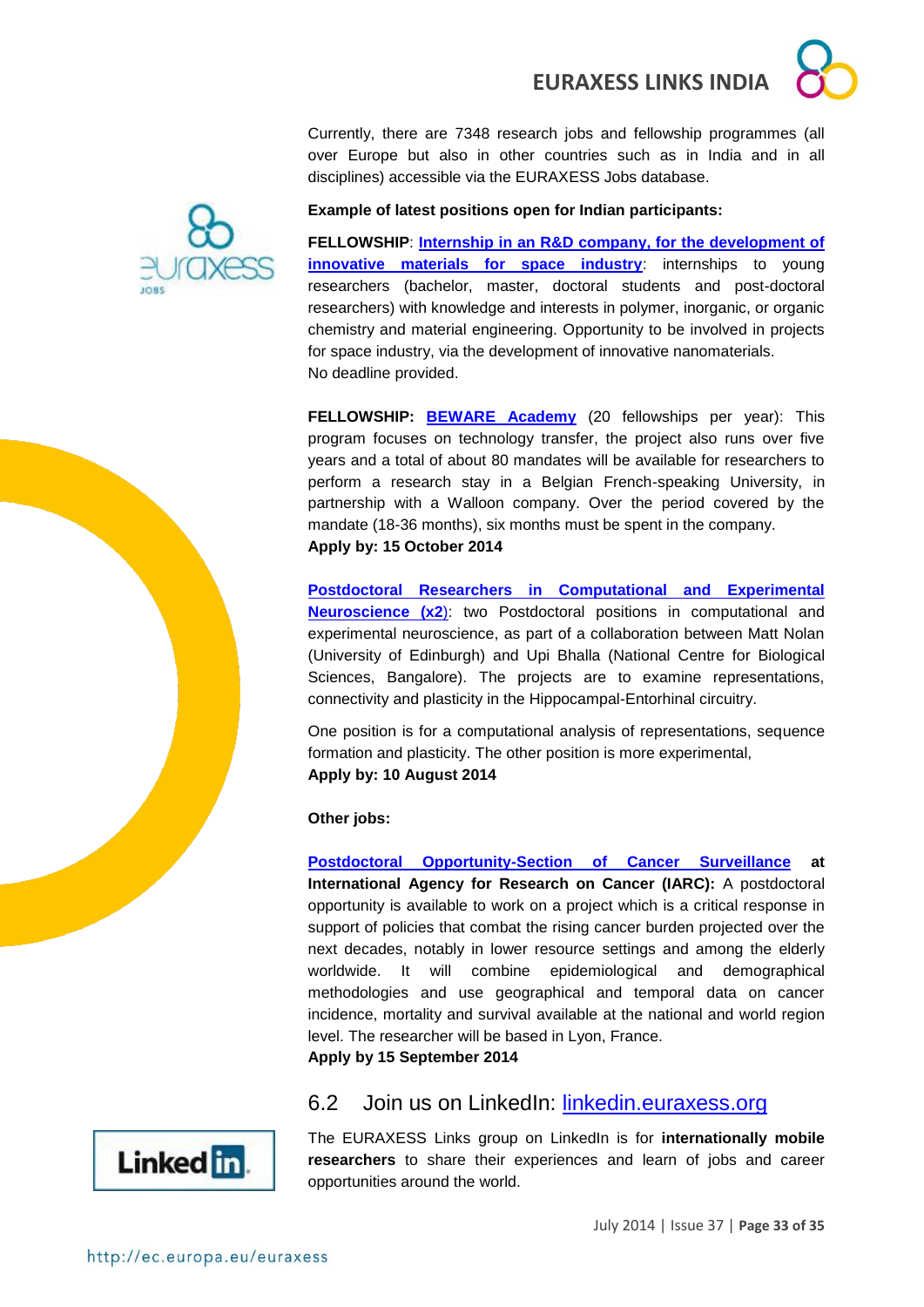Currently, there are 7348 research jobs and fellowship programmes (all over Europe but also in other countries such as in India and in all disciplines) accessible via the EURAXESS Jobs database.

**Example of latest positions open for Indian participants:**

**FELLOWSHIP**: **Internship in an R&D company, for the development of innovative materials for space industry**: internships to young researchers (bachelor, master, doctoral students and post-doctoral researchers) with knowledge and interests in polymer, inorganic, or organic chemistry and material engineering. Opportunity to be involved in projects for space industry, via the development of innovative nanomaterials.
No deadline provided.

**FELLOWSHIP: BEWARE Academy** (20 fellowships per year): This program focuses on technology transfer, the project also runs over five years and a total of about 80 mandates will be available for researchers to perform a research stay in a Belgian French-speaking University, in partnership with a Walloon company. Over the period covered by the mandate (18-36 months), six months must be spent in the company.
**Apply by: 15 October 2014**

**Postdoctoral Researchers in Computational and Experimental Neuroscience (x2)**: two Postdoctoral positions in computational and experimental neuroscience, as part of a collaboration between Matt Nolan (University of Edinburgh) and Upi Bhalla (National Centre for Biological Sciences, Bangalore). The projects are to examine representations, connectivity and plasticity in the Hippocampal-Entorhinal circuitry.

One position is for a computational analysis of representations, sequence formation and plasticity. The other position is more experimental,
**Apply by: 10 August 2014**

**Other jobs:**

**Postdoctoral Opportunity-Section of Cancer Surveillance at International Agency for Research on Cancer (IARC):** A postdoctoral opportunity is available to work on a project which is a critical response in support of policies that combat the rising cancer burden projected over the next decades, notably in lower resource settings and among the elderly worldwide. It will combine epidemiological and demographical methodologies and use geographical and temporal data on cancer incidence, mortality and survival available at the national and world region level. The researcher will be based in Lyon, France.
**Apply by 15 September 2014**

## 6.2 Join us on LinkedIn: linkedin.euraxess.org

The EURAXESS Links group on LinkedIn is for **internationally mobile researchers** to share their experiences and learn of jobs and career opportunities around the world.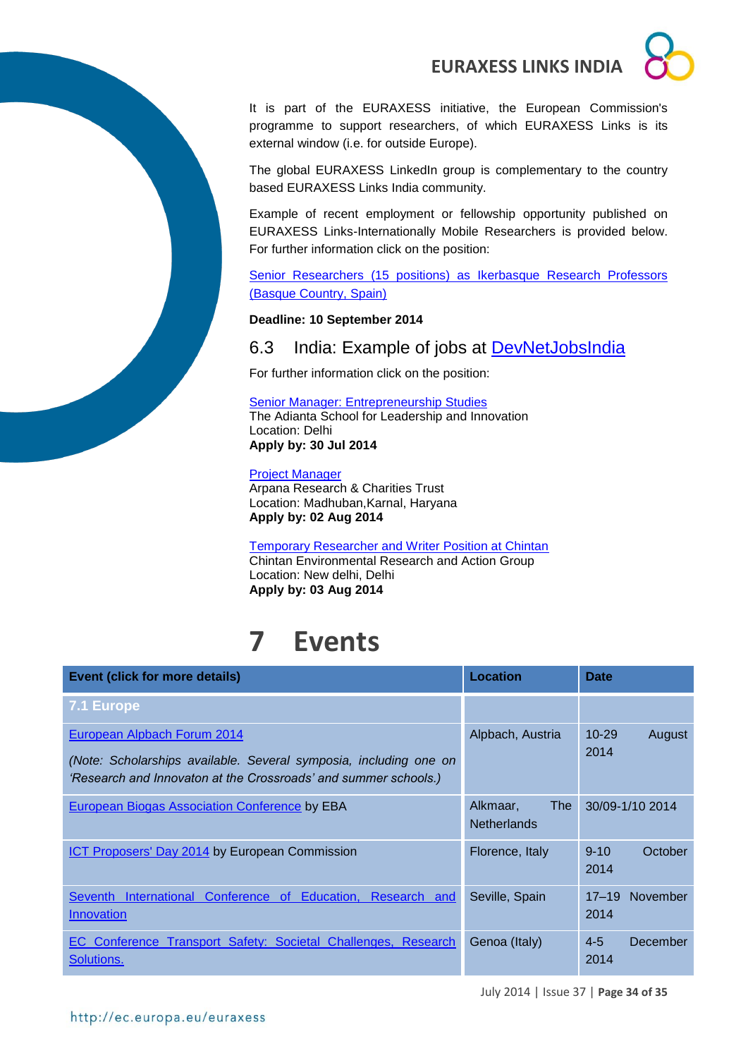It is part of the EURAXESS initiative, the European Commission's programme to support researchers, of which EURAXESS Links is its external window (i.e. for outside Europe).

The global EURAXESS LinkedIn group is complementary to the country based EURAXESS Links India community.

Example of recent employment or fellowship opportunity published on EURAXESS Links-Internationally Mobile Researchers is provided below. For further information click on the position:

Senior Researchers (15 positions) as Ikerbasque Research Professors (Basque Country, Spain)

**Deadline: 10 September 2014**

### 6.3 India: Example of jobs at DevNetJobsIndia

For further information click on the position:

Senior Manager: Entrepreneurship Studies
The Adianta School for Leadership and Innovation
Location: Delhi
**Apply by: 30 Jul 2014**

Project Manager
Arpana Research & Charities Trust
Location: Madhuban,Karnal, Haryana
**Apply by: 02 Aug 2014**

Temporary Researcher and Writer Position at Chintan
Chintan Environmental Research and Action Group
Location: New delhi, Delhi
**Apply by: 03 Aug 2014**

# 7 Events

| Event (click for more details) | Location | Date |
|---|---|---|
| **7.1 Europe** | | |
| European Alpbach Forum 2014<br>*(Note: Scholarships available. Several symposia, including one on 'Research and Innovaton at the Crossroads' and summer schools.)* | Alpbach, Austria | 10-29 August 2014 |
| European Biogas Association Conference by EBA | Alkmaar, The Netherlands | 30/09-1/10 2014 |
| ICT Proposers' Day 2014 by European Commission | Florence, Italy | 9-10 October 2014 |
| Seventh International Conference of Education, Research and Innovation | Seville, Spain | 17–19 November 2014 |
| EC Conference Transport Safety: Societal Challenges, Research Solutions. | Genoa (Italy) | 4-5 December 2014 |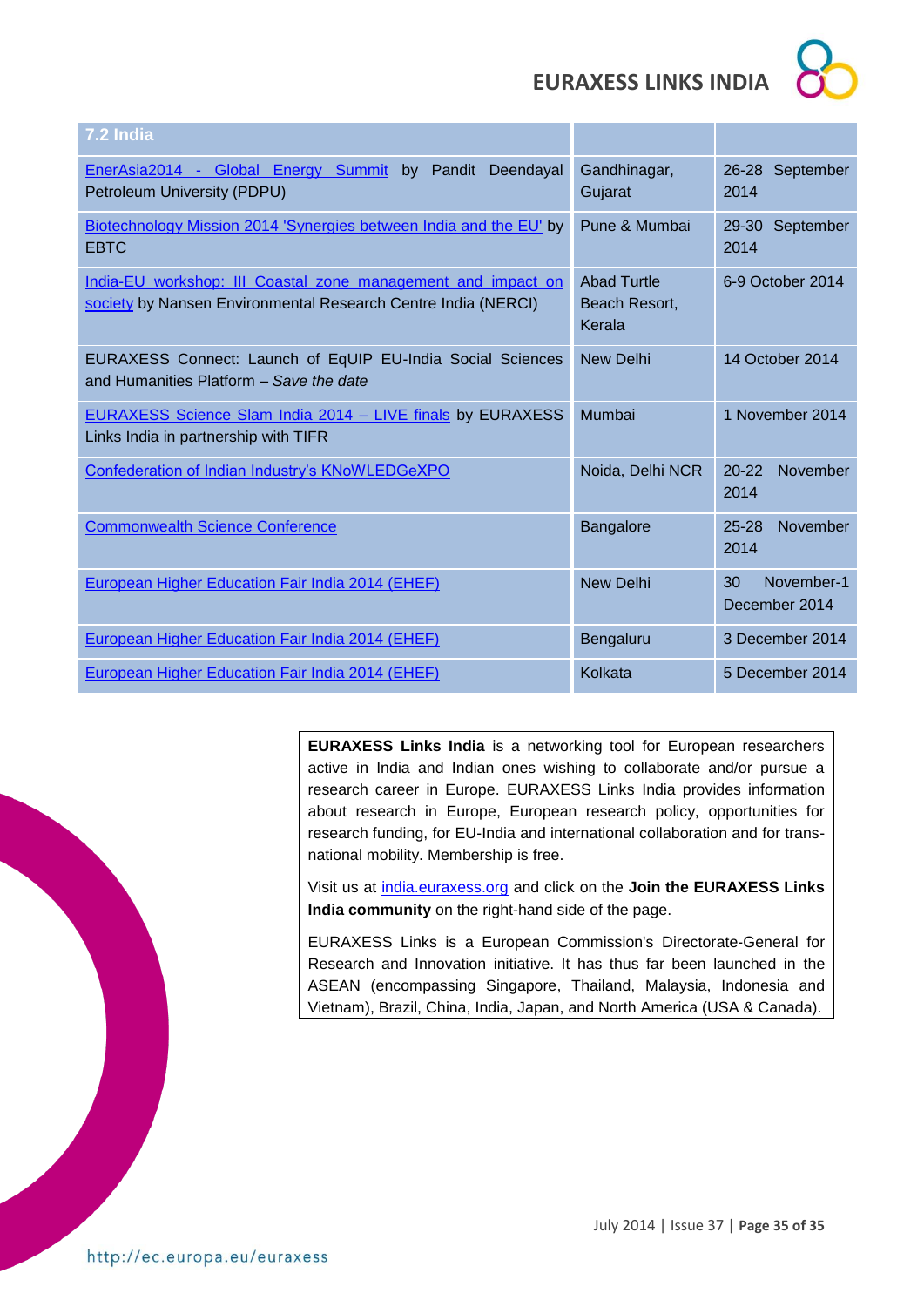| 7.2 India | | |
|---|---|---|
| EnerAsia2014 - Global Energy Summit by Pandit Deendayal Petroleum University (PDPU) | Gandhinagar, Gujarat | 26-28 September 2014 |
| Biotechnology Mission 2014 'Synergies between India and the EU' by EBTC | Pune & Mumbai | 29-30 September 2014 |
| India-EU workshop: III Coastal zone management and impact on society by Nansen Environmental Research Centre India (NERCI) | Abad Turtle Beach Resort, Kerala | 6-9 October 2014 |
| EURAXESS Connect: Launch of EqUIP EU-India Social Sciences and Humanities Platform – *Save the date* | New Delhi | 14 October 2014 |
| EURAXESS Science Slam India 2014 – LIVE finals by EURAXESS Links India in partnership with TIFR | Mumbai | 1 November 2014 |
| Confederation of Indian Industry's KNoWLEDGeXPO | Noida, Delhi NCR | 20-22 November 2014 |
| Commonwealth Science Conference | Bangalore | 25-28 November 2014 |
| European Higher Education Fair India 2014 (EHEF) | New Delhi | 30 November-1 December 2014 |
| European Higher Education Fair India 2014 (EHEF) | Bengaluru | 3 December 2014 |
| European Higher Education Fair India 2014 (EHEF) | Kolkata | 5 December 2014 |

**EURAXESS Links India** is a networking tool for European researchers active in India and Indian ones wishing to collaborate and/or pursue a research career in Europe. EURAXESS Links India provides information about research in Europe, European research policy, opportunities for research funding, for EU-India and international collaboration and for trans-national mobility. Membership is free.

Visit us at india.euraxess.org and click on the **Join the EURAXESS Links India community** on the right-hand side of the page.

EURAXESS Links is a European Commission's Directorate-General for Research and Innovation initiative. It has thus far been launched in the ASEAN (encompassing Singapore, Thailand, Malaysia, Indonesia and Vietnam), Brazil, China, India, Japan, and North America (USA & Canada).